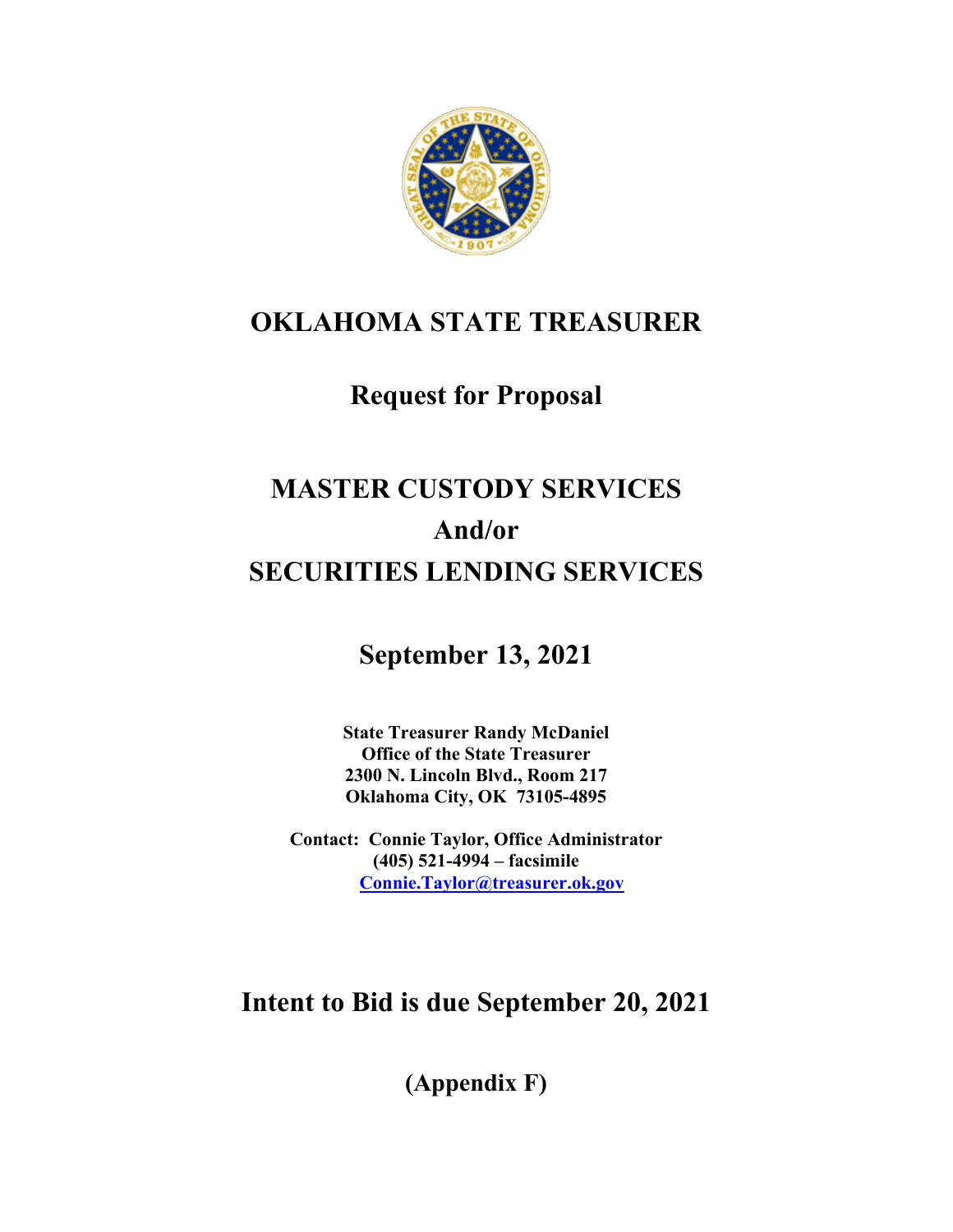# OKLAHOMA STATE TREASURER

## Request for Proposal

## MASTER CUSTODY SERVICES
## And/or
## SECURITIES LENDING SERVICES

## September 13, 2021

**State Treasurer Randy McDaniel**
**Office of the State Treasurer**
**2300 N. Lincoln Blvd., Room 217**
**Oklahoma City, OK 73105-4895**

**Contact: Connie Taylor, Office Administrator**
**(405) 521-4994 – facsimile**
**Connie.Taylor@treasurer.ok.gov**

## Intent to Bid is due September 20, 2021

**(Appendix F)**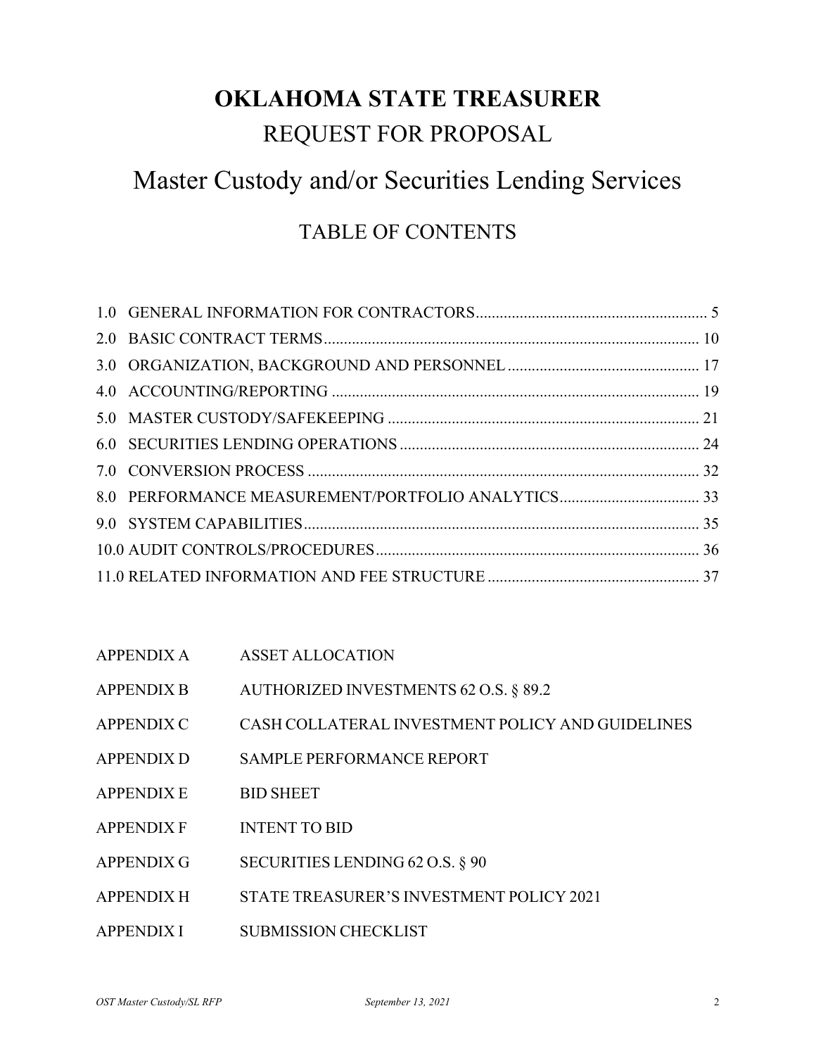# OKLAHOMA STATE TREASURER

## REQUEST FOR PROPOSAL

## Master Custody and/or Securities Lending Services

## TABLE OF CONTENTS

1.0 GENERAL INFORMATION FOR CONTRACTORS .......... 5
2.0 BASIC CONTRACT TERMS .......... 10
3.0 ORGANIZATION, BACKGROUND AND PERSONNEL .......... 17
4.0 ACCOUNTING/REPORTING .......... 19
5.0 MASTER CUSTODY/SAFEKEEPING .......... 21
6.0 SECURITIES LENDING OPERATIONS .......... 24
7.0 CONVERSION PROCESS .......... 32
8.0 PERFORMANCE MEASUREMENT/PORTFOLIO ANALYTICS .......... 33
9.0 SYSTEM CAPABILITIES .......... 35
10.0 AUDIT CONTROLS/PROCEDURES .......... 36
11.0 RELATED INFORMATION AND FEE STRUCTURE .......... 37

| | |
|---|---|
| APPENDIX A | ASSET ALLOCATION |
| APPENDIX B | AUTHORIZED INVESTMENTS 62 O.S. § 89.2 |
| APPENDIX C | CASH COLLATERAL INVESTMENT POLICY AND GUIDELINES |
| APPENDIX D | SAMPLE PERFORMANCE REPORT |
| APPENDIX E | BID SHEET |
| APPENDIX F | INTENT TO BID |
| APPENDIX G | SECURITIES LENDING 62 O.S. § 90 |
| APPENDIX H | STATE TREASURER'S INVESTMENT POLICY 2021 |
| APPENDIX I | SUBMISSION CHECKLIST |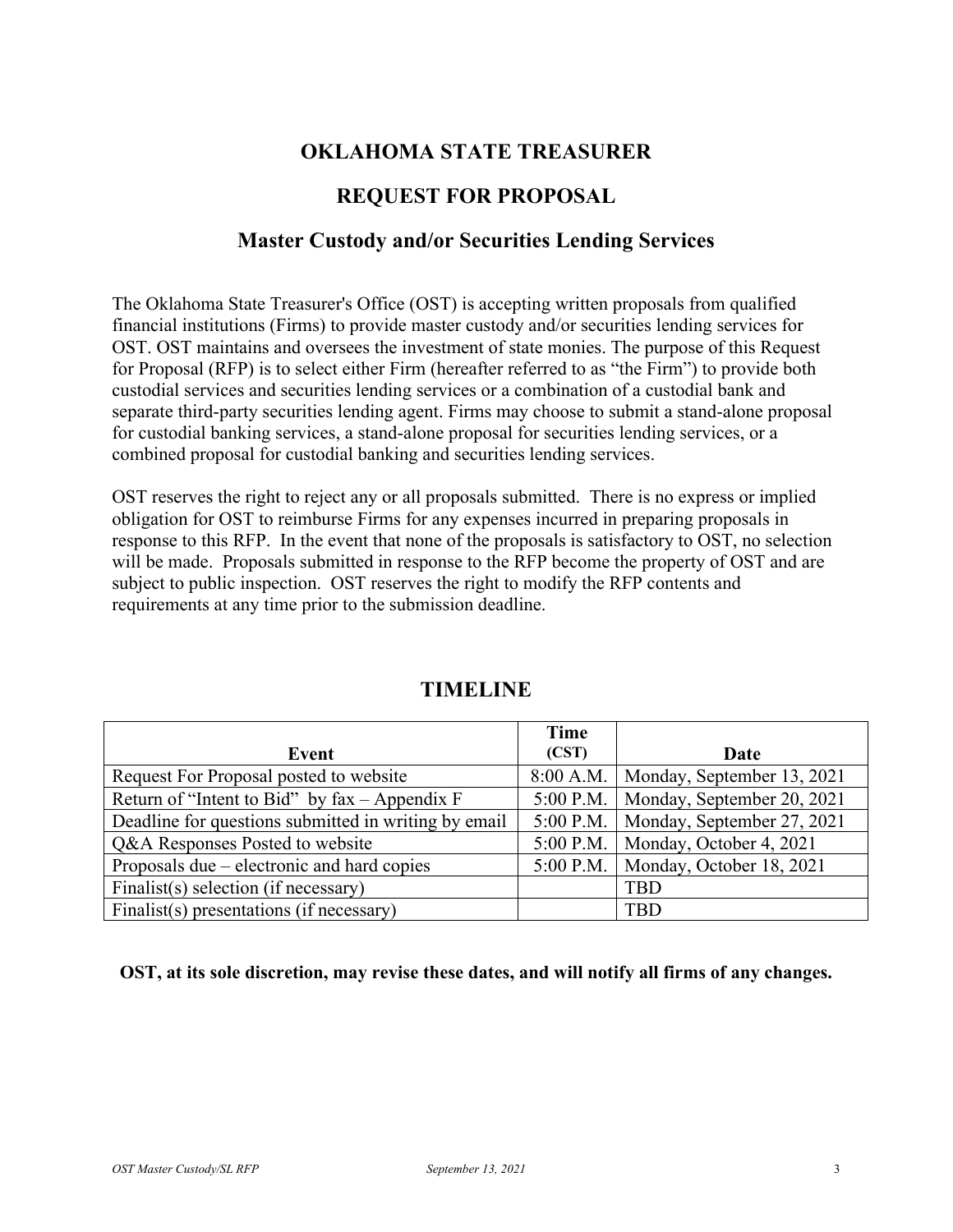# OKLAHOMA STATE TREASURER

## REQUEST FOR PROPOSAL

### Master Custody and/or Securities Lending Services

The Oklahoma State Treasurer's Office (OST) is accepting written proposals from qualified financial institutions (Firms) to provide master custody and/or securities lending services for OST. OST maintains and oversees the investment of state monies. The purpose of this Request for Proposal (RFP) is to select either Firm (hereafter referred to as "the Firm") to provide both custodial services and securities lending services or a combination of a custodial bank and separate third-party securities lending agent. Firms may choose to submit a stand-alone proposal for custodial banking services, a stand-alone proposal for securities lending services, or a combined proposal for custodial banking and securities lending services.

OST reserves the right to reject any or all proposals submitted. There is no express or implied obligation for OST to reimburse Firms for any expenses incurred in preparing proposals in response to this RFP. In the event that none of the proposals is satisfactory to OST, no selection will be made. Proposals submitted in response to the RFP become the property of OST and are subject to public inspection. OST reserves the right to modify the RFP contents and requirements at any time prior to the submission deadline.

## TIMELINE

| Event | Time (CST) | Date |
|---|---|---|
| Request For Proposal posted to website | 8:00 A.M. | Monday, September 13, 2021 |
| Return of "Intent to Bid" by fax – Appendix F | 5:00 P.M. | Monday, September 20, 2021 |
| Deadline for questions submitted in writing by email | 5:00 P.M. | Monday, September 27, 2021 |
| Q&A Responses Posted to website | 5:00 P.M. | Monday, October 4, 2021 |
| Proposals due – electronic and hard copies | 5:00 P.M. | Monday, October 18, 2021 |
| Finalist(s) selection (if necessary) | | TBD |
| Finalist(s) presentations (if necessary) | | TBD |

**OST, at its sole discretion, may revise these dates, and will notify all firms of any changes.**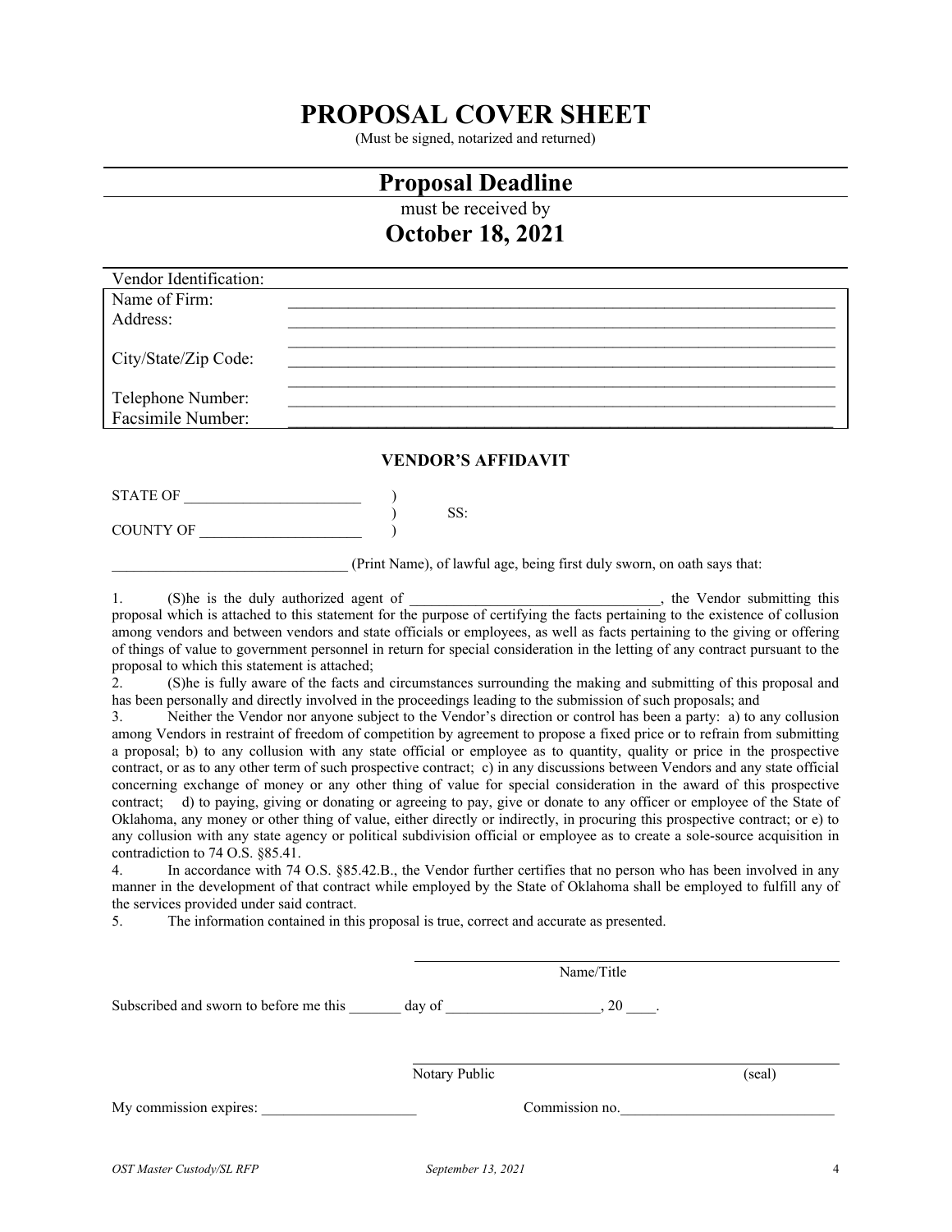# PROPOSAL COVER SHEET

(Must be signed, notarized and returned)

## Proposal Deadline

must be received by

## October 18, 2021

Vendor Identification:

| | |
|---|---|
| Name of Firm: | ______________________________ |
| Address: | ______________________________ |
| | ______________________________ |
| City/State/Zip Code: | ______________________________ |
| | ______________________________ |
| Telephone Number: | ______________________________ |
| Facsimile Number: | ______________________________ |

### VENDOR'S AFFIDAVIT

STATE OF ______________________ )
                                                                      )     SS:
COUNTY OF ____________________ )

______________________________ (Print Name), of lawful age, being first duly sworn, on oath says that:

1. (S)he is the duly authorized agent of ______________________________, the Vendor submitting this proposal which is attached to this statement for the purpose of certifying the facts pertaining to the existence of collusion among vendors and between vendors and state officials or employees, as well as facts pertaining to the giving or offering of things of value to government personnel in return for special consideration in the letting of any contract pursuant to the proposal to which this statement is attached;
2. (S)he is fully aware of the facts and circumstances surrounding the making and submitting of this proposal and has been personally and directly involved in the proceedings leading to the submission of such proposals; and
3. Neither the Vendor nor anyone subject to the Vendor's direction or control has been a party: a) to any collusion among Vendors in restraint of freedom of competition by agreement to propose a fixed price or to refrain from submitting a proposal; b) to any collusion with any state official or employee as to quantity, quality or price in the prospective contract, or as to any other term of such prospective contract; c) in any discussions between Vendors and any state official concerning exchange of money or any other thing of value for special consideration in the award of this prospective contract; d) to paying, giving or donating or agreeing to pay, give or donate to any officer or employee of the State of Oklahoma, any money or other thing of value, either directly or indirectly, in procuring this prospective contract; or e) to any collusion with any state agency or political subdivision official or employee as to create a sole-source acquisition in contradiction to 74 O.S. §85.41.
4. In accordance with 74 O.S. §85.42.B., the Vendor further certifies that no person who has been involved in any manner in the development of that contract while employed by the State of Oklahoma shall be employed to fulfill any of the services provided under said contract.
5. The information contained in this proposal is true, correct and accurate as presented.

______________________________
Name/Title

Subscribed and sworn to before me this _______ day of ____________________, 20 ____.

______________________________
Notary Public (seal)

My commission expires: _____________________ Commission no.____________________________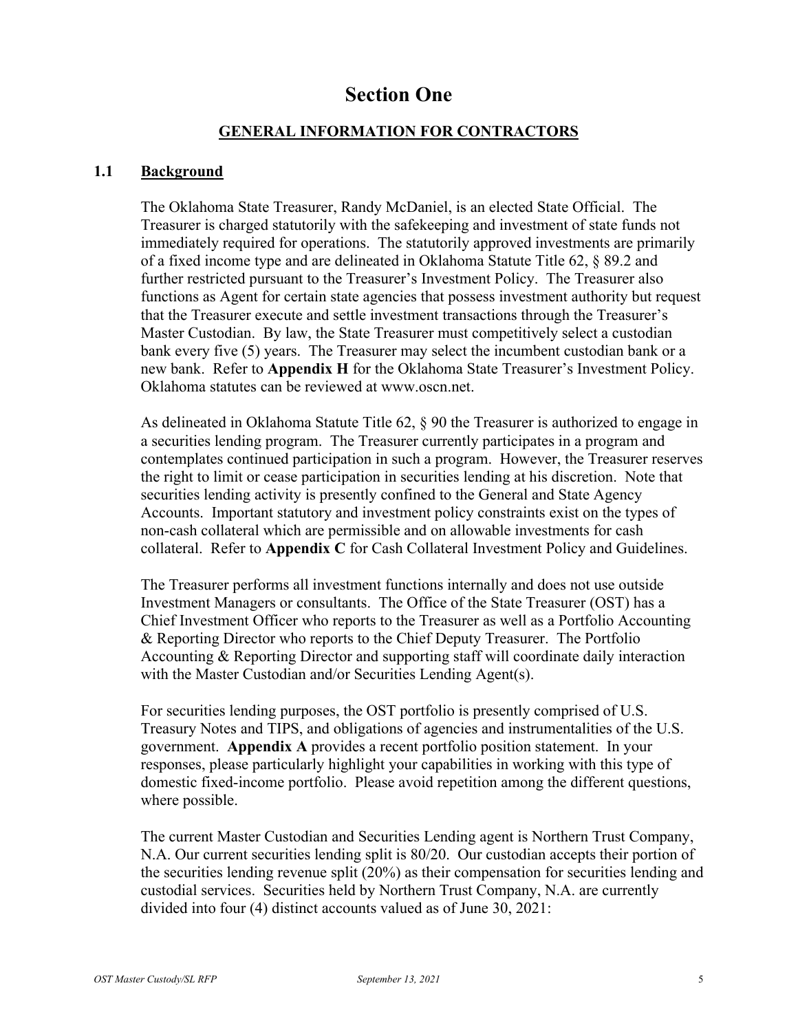# Section One

## GENERAL INFORMATION FOR CONTRACTORS

### 1.1 Background

The Oklahoma State Treasurer, Randy McDaniel, is an elected State Official. The Treasurer is charged statutorily with the safekeeping and investment of state funds not immediately required for operations. The statutorily approved investments are primarily of a fixed income type and are delineated in Oklahoma Statute Title 62, § 89.2 and further restricted pursuant to the Treasurer's Investment Policy. The Treasurer also functions as Agent for certain state agencies that possess investment authority but request that the Treasurer execute and settle investment transactions through the Treasurer's Master Custodian. By law, the State Treasurer must competitively select a custodian bank every five (5) years. The Treasurer may select the incumbent custodian bank or a new bank. Refer to **Appendix H** for the Oklahoma State Treasurer's Investment Policy. Oklahoma statutes can be reviewed at www.oscn.net.

As delineated in Oklahoma Statute Title 62, § 90 the Treasurer is authorized to engage in a securities lending program. The Treasurer currently participates in a program and contemplates continued participation in such a program. However, the Treasurer reserves the right to limit or cease participation in securities lending at his discretion. Note that securities lending activity is presently confined to the General and State Agency Accounts. Important statutory and investment policy constraints exist on the types of non-cash collateral which are permissible and on allowable investments for cash collateral. Refer to **Appendix C** for Cash Collateral Investment Policy and Guidelines.

The Treasurer performs all investment functions internally and does not use outside Investment Managers or consultants. The Office of the State Treasurer (OST) has a Chief Investment Officer who reports to the Treasurer as well as a Portfolio Accounting & Reporting Director who reports to the Chief Deputy Treasurer. The Portfolio Accounting & Reporting Director and supporting staff will coordinate daily interaction with the Master Custodian and/or Securities Lending Agent(s).

For securities lending purposes, the OST portfolio is presently comprised of U.S. Treasury Notes and TIPS, and obligations of agencies and instrumentalities of the U.S. government. **Appendix A** provides a recent portfolio position statement. In your responses, please particularly highlight your capabilities in working with this type of domestic fixed-income portfolio. Please avoid repetition among the different questions, where possible.

The current Master Custodian and Securities Lending agent is Northern Trust Company, N.A. Our current securities lending split is 80/20. Our custodian accepts their portion of the securities lending revenue split (20%) as their compensation for securities lending and custodial services. Securities held by Northern Trust Company, N.A. are currently divided into four (4) distinct accounts valued as of June 30, 2021: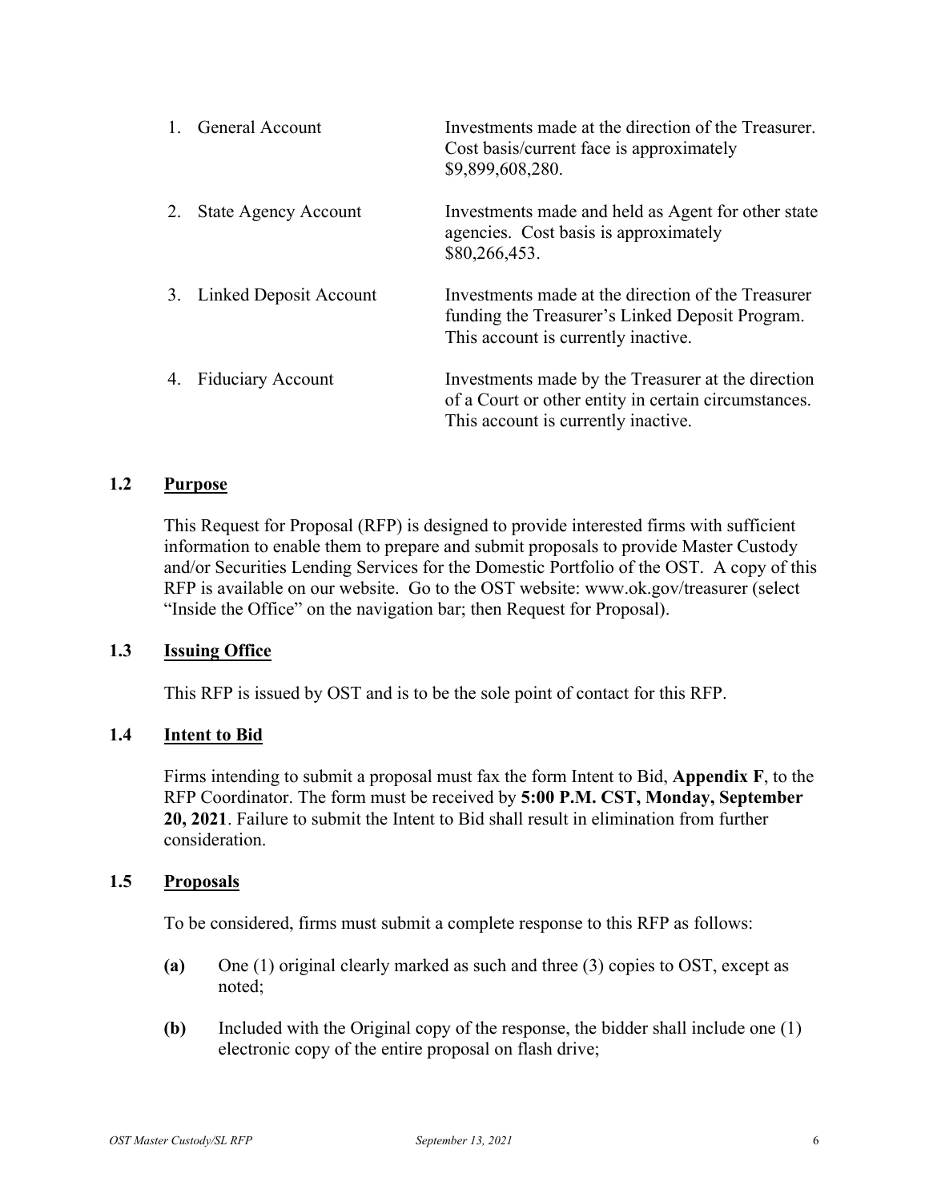1. General Account — Investments made at the direction of the Treasurer. Cost basis/current face is approximately \$9,899,608,280.

2. State Agency Account — Investments made and held as Agent for other state agencies. Cost basis is approximately \$80,266,453.

3. Linked Deposit Account — Investments made at the direction of the Treasurer funding the Treasurer's Linked Deposit Program. This account is currently inactive.

4. Fiduciary Account — Investments made by the Treasurer at the direction of a Court or other entity in certain circumstances. This account is currently inactive.

### 1.2 Purpose

This Request for Proposal (RFP) is designed to provide interested firms with sufficient information to enable them to prepare and submit proposals to provide Master Custody and/or Securities Lending Services for the Domestic Portfolio of the OST. A copy of this RFP is available on our website. Go to the OST website: www.ok.gov/treasurer (select "Inside the Office" on the navigation bar; then Request for Proposal).

### 1.3 Issuing Office

This RFP is issued by OST and is to be the sole point of contact for this RFP.

### 1.4 Intent to Bid

Firms intending to submit a proposal must fax the form Intent to Bid, **Appendix F**, to the RFP Coordinator. The form must be received by **5:00 P.M. CST, Monday, September 20, 2021**. Failure to submit the Intent to Bid shall result in elimination from further consideration.

### 1.5 Proposals

To be considered, firms must submit a complete response to this RFP as follows:

**(a)** One (1) original clearly marked as such and three (3) copies to OST, except as noted;

**(b)** Included with the Original copy of the response, the bidder shall include one (1) electronic copy of the entire proposal on flash drive;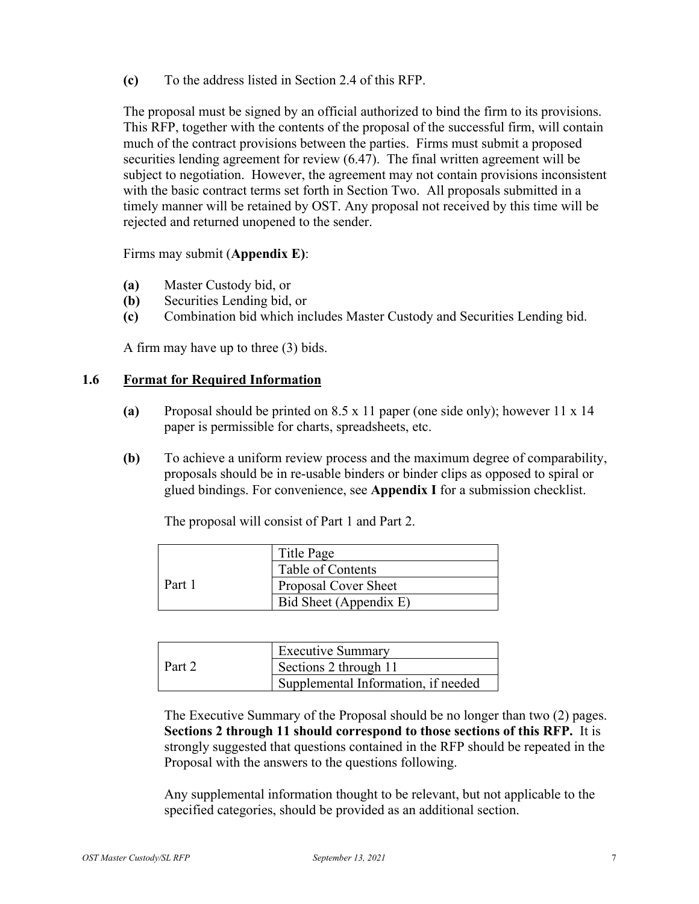**(c)** To the address listed in Section 2.4 of this RFP.

The proposal must be signed by an official authorized to bind the firm to its provisions. This RFP, together with the contents of the proposal of the successful firm, will contain much of the contract provisions between the parties. Firms must submit a proposed securities lending agreement for review (6.47). The final written agreement will be subject to negotiation. However, the agreement may not contain provisions inconsistent with the basic contract terms set forth in Section Two. All proposals submitted in a timely manner will be retained by OST. Any proposal not received by this time will be rejected and returned unopened to the sender.

Firms may submit (**Appendix E)**:

**(a)** Master Custody bid, or
**(b)** Securities Lending bid, or
**(c)** Combination bid which includes Master Custody and Securities Lending bid.

A firm may have up to three (3) bids.

## 1.6 Format for Required Information

**(a)** Proposal should be printed on 8.5 x 11 paper (one side only); however 11 x 14 paper is permissible for charts, spreadsheets, etc.

**(b)** To achieve a uniform review process and the maximum degree of comparability, proposals should be in re-usable binders or binder clips as opposed to spiral or glued bindings. For convenience, see **Appendix I** for a submission checklist.

The proposal will consist of Part 1 and Part 2.

| | |
|---|---|
| Part 1 | Title Page |
| | Table of Contents |
| | Proposal Cover Sheet |
| | Bid Sheet (Appendix E) |

| | |
|---|---|
| Part 2 | Executive Summary |
| | Sections 2 through 11 |
| | Supplemental Information, if needed |

The Executive Summary of the Proposal should be no longer than two (2) pages. **Sections 2 through 11 should correspond to those sections of this RFP.** It is strongly suggested that questions contained in the RFP should be repeated in the Proposal with the answers to the questions following.

Any supplemental information thought to be relevant, but not applicable to the specified categories, should be provided as an additional section.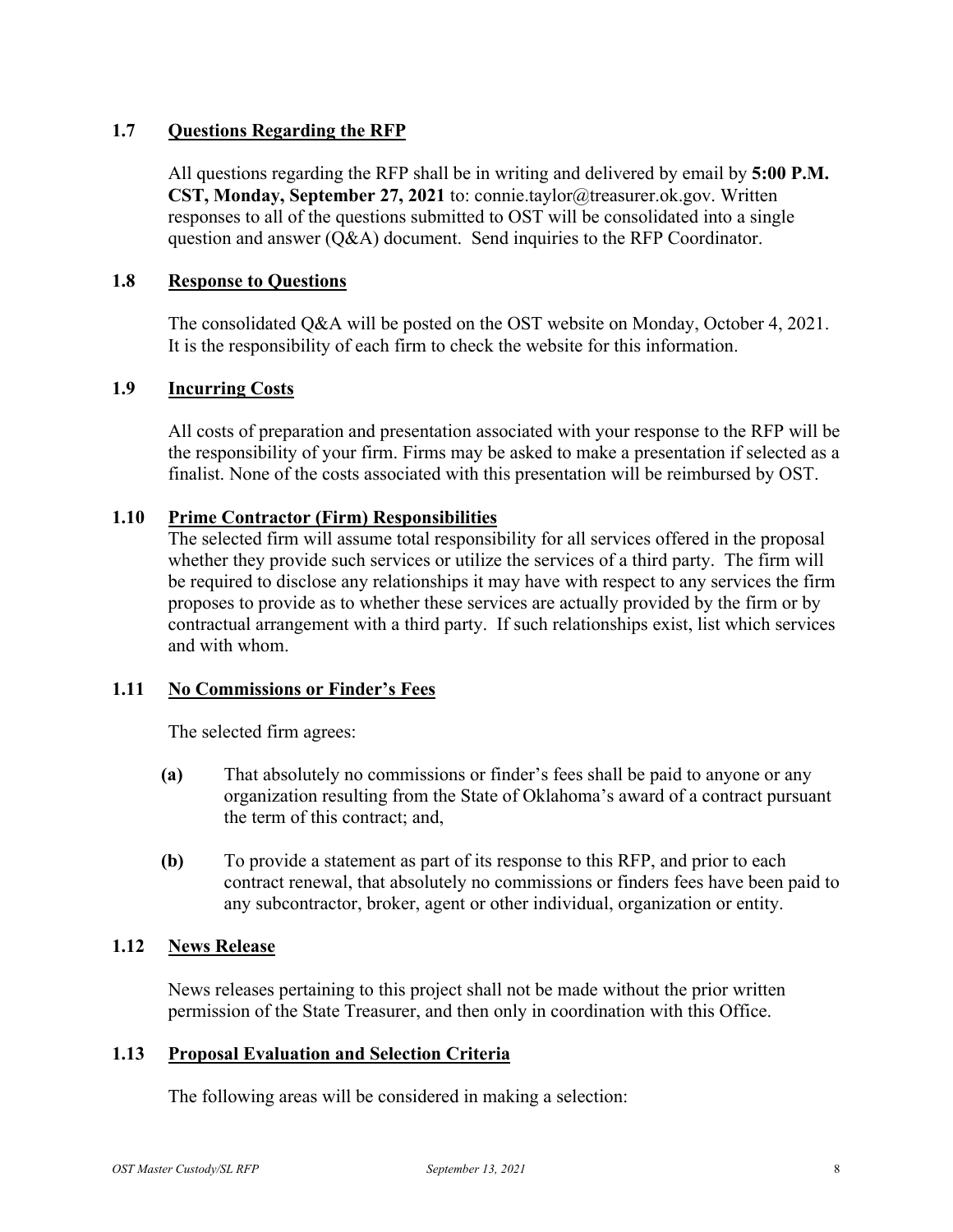### 1.7 Questions Regarding the RFP

All questions regarding the RFP shall be in writing and delivered by email by **5:00 P.M. CST, Monday, September 27, 2021** to: connie.taylor@treasurer.ok.gov. Written responses to all of the questions submitted to OST will be consolidated into a single question and answer (Q&A) document. Send inquiries to the RFP Coordinator.

### 1.8 Response to Questions

The consolidated Q&A will be posted on the OST website on Monday, October 4, 2021. It is the responsibility of each firm to check the website for this information.

### 1.9 Incurring Costs

All costs of preparation and presentation associated with your response to the RFP will be the responsibility of your firm. Firms may be asked to make a presentation if selected as a finalist. None of the costs associated with this presentation will be reimbursed by OST.

### 1.10 Prime Contractor (Firm) Responsibilities

The selected firm will assume total responsibility for all services offered in the proposal whether they provide such services or utilize the services of a third party. The firm will be required to disclose any relationships it may have with respect to any services the firm proposes to provide as to whether these services are actually provided by the firm or by contractual arrangement with a third party. If such relationships exist, list which services and with whom.

### 1.11 No Commissions or Finder's Fees

The selected firm agrees:

**(a)** That absolutely no commissions or finder's fees shall be paid to anyone or any organization resulting from the State of Oklahoma's award of a contract pursuant the term of this contract; and,

**(b)** To provide a statement as part of its response to this RFP, and prior to each contract renewal, that absolutely no commissions or finders fees have been paid to any subcontractor, broker, agent or other individual, organization or entity.

### 1.12 News Release

News releases pertaining to this project shall not be made without the prior written permission of the State Treasurer, and then only in coordination with this Office.

### 1.13 Proposal Evaluation and Selection Criteria

The following areas will be considered in making a selection: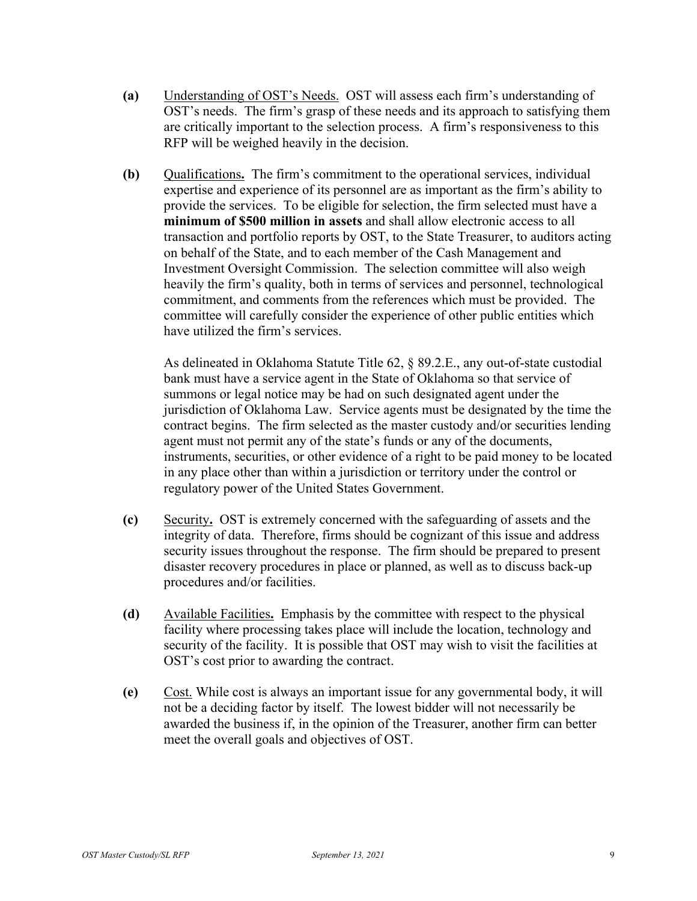**(a)** Understanding of OST's Needs. OST will assess each firm's understanding of OST's needs. The firm's grasp of these needs and its approach to satisfying them are critically important to the selection process. A firm's responsiveness to this RFP will be weighed heavily in the decision.

**(b)** Qualifications**.** The firm's commitment to the operational services, individual expertise and experience of its personnel are as important as the firm's ability to provide the services. To be eligible for selection, the firm selected must have a **minimum of $500 million in assets** and shall allow electronic access to all transaction and portfolio reports by OST, to the State Treasurer, to auditors acting on behalf of the State, and to each member of the Cash Management and Investment Oversight Commission. The selection committee will also weigh heavily the firm's quality, both in terms of services and personnel, technological commitment, and comments from the references which must be provided. The committee will carefully consider the experience of other public entities which have utilized the firm's services.

As delineated in Oklahoma Statute Title 62, § 89.2.E., any out-of-state custodial bank must have a service agent in the State of Oklahoma so that service of summons or legal notice may be had on such designated agent under the jurisdiction of Oklahoma Law. Service agents must be designated by the time the contract begins. The firm selected as the master custody and/or securities lending agent must not permit any of the state's funds or any of the documents, instruments, securities, or other evidence of a right to be paid money to be located in any place other than within a jurisdiction or territory under the control or regulatory power of the United States Government.

**(c)** Security**.** OST is extremely concerned with the safeguarding of assets and the integrity of data. Therefore, firms should be cognizant of this issue and address security issues throughout the response. The firm should be prepared to present disaster recovery procedures in place or planned, as well as to discuss back-up procedures and/or facilities.

**(d)** Available Facilities**.** Emphasis by the committee with respect to the physical facility where processing takes place will include the location, technology and security of the facility. It is possible that OST may wish to visit the facilities at OST's cost prior to awarding the contract.

**(e)** Cost. While cost is always an important issue for any governmental body, it will not be a deciding factor by itself. The lowest bidder will not necessarily be awarded the business if, in the opinion of the Treasurer, another firm can better meet the overall goals and objectives of OST.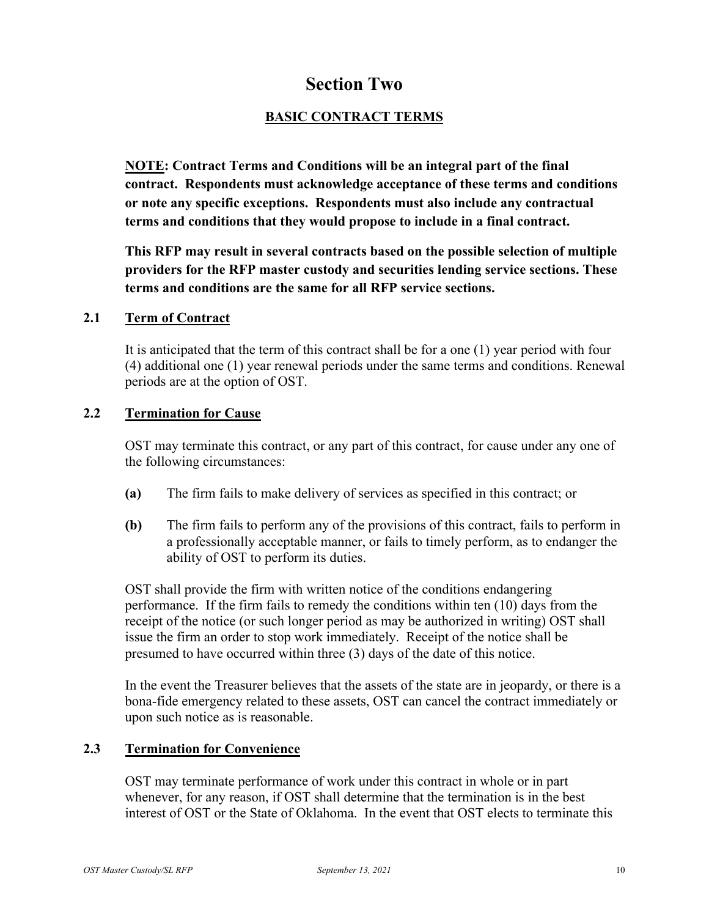# Section Two

## BASIC CONTRACT TERMS

**NOTE: Contract Terms and Conditions will be an integral part of the final contract. Respondents must acknowledge acceptance of these terms and conditions or note any specific exceptions. Respondents must also include any contractual terms and conditions that they would propose to include in a final contract.**

**This RFP may result in several contracts based on the possible selection of multiple providers for the RFP master custody and securities lending service sections. These terms and conditions are the same for all RFP service sections.**

### 2.1 Term of Contract

It is anticipated that the term of this contract shall be for a one (1) year period with four (4) additional one (1) year renewal periods under the same terms and conditions. Renewal periods are at the option of OST.

### 2.2 Termination for Cause

OST may terminate this contract, or any part of this contract, for cause under any one of the following circumstances:

**(a)** The firm fails to make delivery of services as specified in this contract; or

**(b)** The firm fails to perform any of the provisions of this contract, fails to perform in a professionally acceptable manner, or fails to timely perform, as to endanger the ability of OST to perform its duties.

OST shall provide the firm with written notice of the conditions endangering performance. If the firm fails to remedy the conditions within ten (10) days from the receipt of the notice (or such longer period as may be authorized in writing) OST shall issue the firm an order to stop work immediately. Receipt of the notice shall be presumed to have occurred within three (3) days of the date of this notice.

In the event the Treasurer believes that the assets of the state are in jeopardy, or there is a bona-fide emergency related to these assets, OST can cancel the contract immediately or upon such notice as is reasonable.

### 2.3 Termination for Convenience

OST may terminate performance of work under this contract in whole or in part whenever, for any reason, if OST shall determine that the termination is in the best interest of OST or the State of Oklahoma. In the event that OST elects to terminate this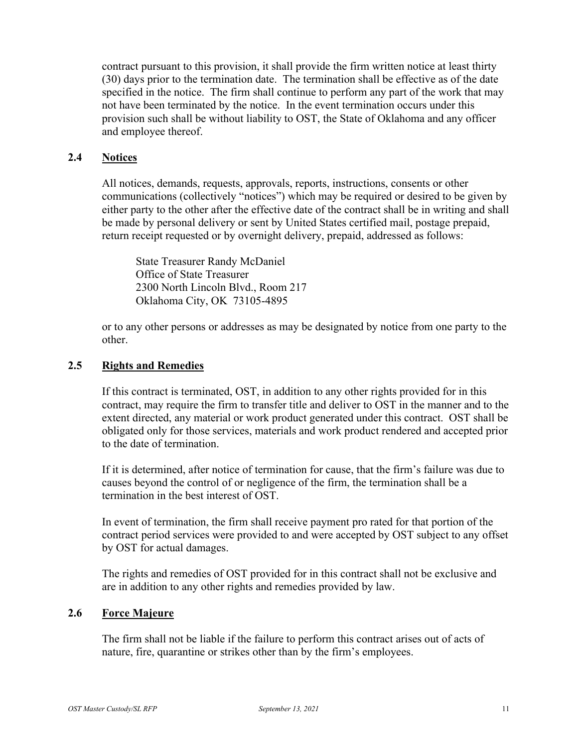contract pursuant to this provision, it shall provide the firm written notice at least thirty (30) days prior to the termination date. The termination shall be effective as of the date specified in the notice. The firm shall continue to perform any part of the work that may not have been terminated by the notice. In the event termination occurs under this provision such shall be without liability to OST, the State of Oklahoma and any officer and employee thereof.

## 2.4 Notices

All notices, demands, requests, approvals, reports, instructions, consents or other communications (collectively "notices") which may be required or desired to be given by either party to the other after the effective date of the contract shall be in writing and shall be made by personal delivery or sent by United States certified mail, postage prepaid, return receipt requested or by overnight delivery, prepaid, addressed as follows:

State Treasurer Randy McDaniel
Office of State Treasurer
2300 North Lincoln Blvd., Room 217
Oklahoma City, OK 73105-4895

or to any other persons or addresses as may be designated by notice from one party to the other.

## 2.5 Rights and Remedies

If this contract is terminated, OST, in addition to any other rights provided for in this contract, may require the firm to transfer title and deliver to OST in the manner and to the extent directed, any material or work product generated under this contract. OST shall be obligated only for those services, materials and work product rendered and accepted prior to the date of termination.

If it is determined, after notice of termination for cause, that the firm's failure was due to causes beyond the control of or negligence of the firm, the termination shall be a termination in the best interest of OST.

In event of termination, the firm shall receive payment pro rated for that portion of the contract period services were provided to and were accepted by OST subject to any offset by OST for actual damages.

The rights and remedies of OST provided for in this contract shall not be exclusive and are in addition to any other rights and remedies provided by law.

## 2.6 Force Majeure

The firm shall not be liable if the failure to perform this contract arises out of acts of nature, fire, quarantine or strikes other than by the firm's employees.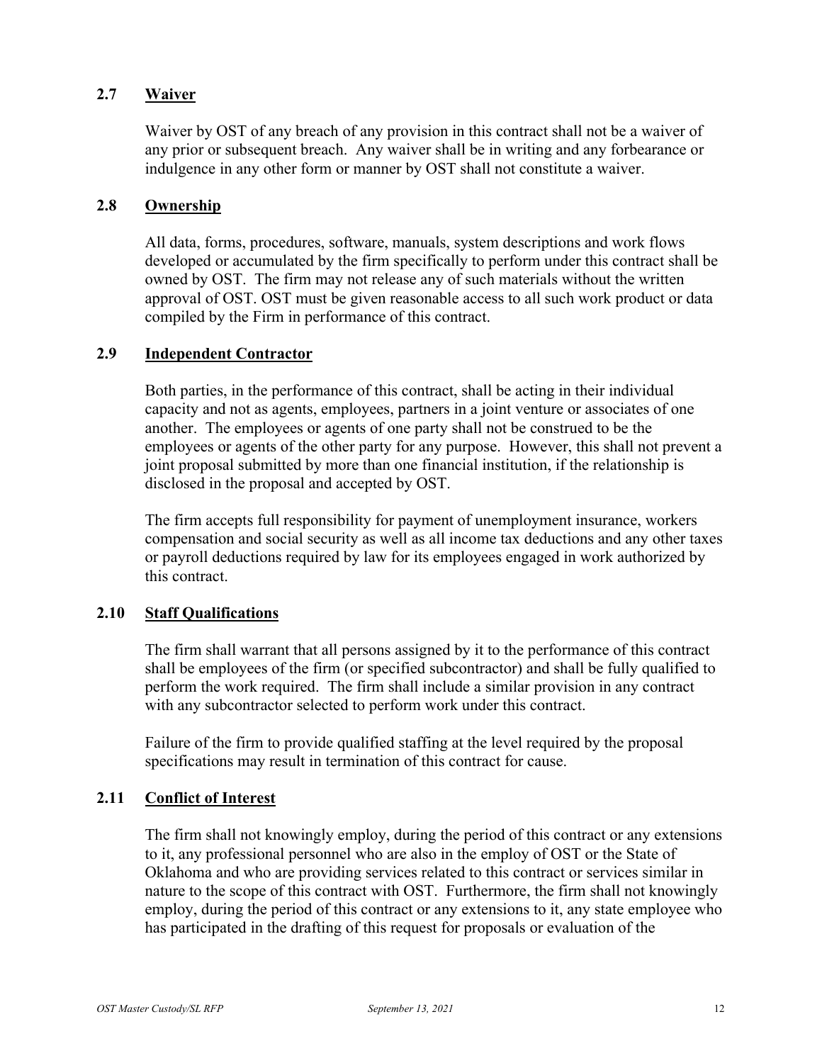### 2.7 Waiver

Waiver by OST of any breach of any provision in this contract shall not be a waiver of any prior or subsequent breach. Any waiver shall be in writing and any forbearance or indulgence in any other form or manner by OST shall not constitute a waiver.

### 2.8 Ownership

All data, forms, procedures, software, manuals, system descriptions and work flows developed or accumulated by the firm specifically to perform under this contract shall be owned by OST. The firm may not release any of such materials without the written approval of OST. OST must be given reasonable access to all such work product or data compiled by the Firm in performance of this contract.

### 2.9 Independent Contractor

Both parties, in the performance of this contract, shall be acting in their individual capacity and not as agents, employees, partners in a joint venture or associates of one another. The employees or agents of one party shall not be construed to be the employees or agents of the other party for any purpose. However, this shall not prevent a joint proposal submitted by more than one financial institution, if the relationship is disclosed in the proposal and accepted by OST.

The firm accepts full responsibility for payment of unemployment insurance, workers compensation and social security as well as all income tax deductions and any other taxes or payroll deductions required by law for its employees engaged in work authorized by this contract.

### 2.10 Staff Qualifications

The firm shall warrant that all persons assigned by it to the performance of this contract shall be employees of the firm (or specified subcontractor) and shall be fully qualified to perform the work required. The firm shall include a similar provision in any contract with any subcontractor selected to perform work under this contract.

Failure of the firm to provide qualified staffing at the level required by the proposal specifications may result in termination of this contract for cause.

### 2.11 Conflict of Interest

The firm shall not knowingly employ, during the period of this contract or any extensions to it, any professional personnel who are also in the employ of OST or the State of Oklahoma and who are providing services related to this contract or services similar in nature to the scope of this contract with OST. Furthermore, the firm shall not knowingly employ, during the period of this contract or any extensions to it, any state employee who has participated in the drafting of this request for proposals or evaluation of the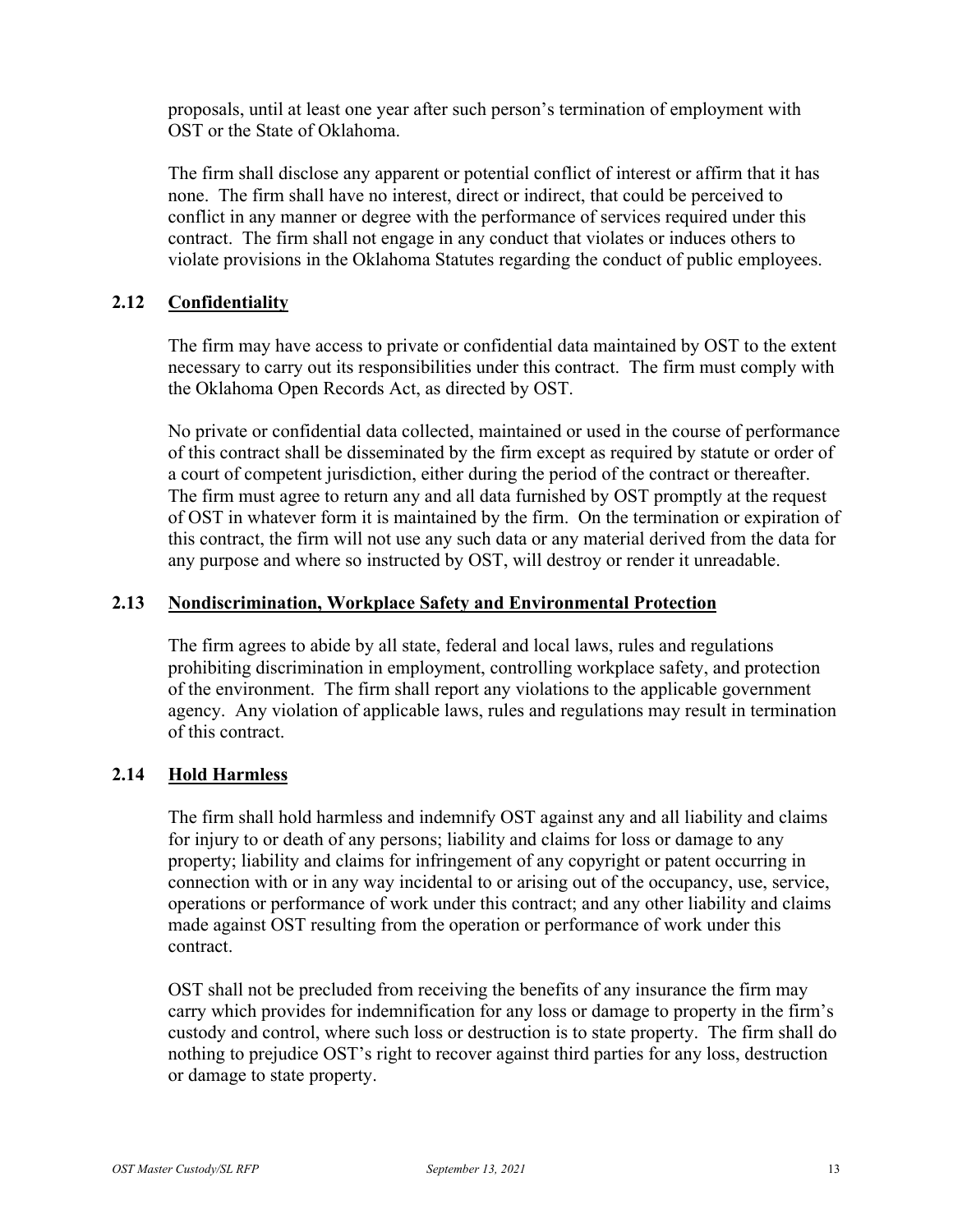proposals, until at least one year after such person's termination of employment with OST or the State of Oklahoma.

The firm shall disclose any apparent or potential conflict of interest or affirm that it has none. The firm shall have no interest, direct or indirect, that could be perceived to conflict in any manner or degree with the performance of services required under this contract. The firm shall not engage in any conduct that violates or induces others to violate provisions in the Oklahoma Statutes regarding the conduct of public employees.

### 2.12 Confidentiality

The firm may have access to private or confidential data maintained by OST to the extent necessary to carry out its responsibilities under this contract. The firm must comply with the Oklahoma Open Records Act, as directed by OST.

No private or confidential data collected, maintained or used in the course of performance of this contract shall be disseminated by the firm except as required by statute or order of a court of competent jurisdiction, either during the period of the contract or thereafter. The firm must agree to return any and all data furnished by OST promptly at the request of OST in whatever form it is maintained by the firm. On the termination or expiration of this contract, the firm will not use any such data or any material derived from the data for any purpose and where so instructed by OST, will destroy or render it unreadable.

### 2.13 Nondiscrimination, Workplace Safety and Environmental Protection

The firm agrees to abide by all state, federal and local laws, rules and regulations prohibiting discrimination in employment, controlling workplace safety, and protection of the environment. The firm shall report any violations to the applicable government agency. Any violation of applicable laws, rules and regulations may result in termination of this contract.

### 2.14 Hold Harmless

The firm shall hold harmless and indemnify OST against any and all liability and claims for injury to or death of any persons; liability and claims for loss or damage to any property; liability and claims for infringement of any copyright or patent occurring in connection with or in any way incidental to or arising out of the occupancy, use, service, operations or performance of work under this contract; and any other liability and claims made against OST resulting from the operation or performance of work under this contract.

OST shall not be precluded from receiving the benefits of any insurance the firm may carry which provides for indemnification for any loss or damage to property in the firm's custody and control, where such loss or destruction is to state property. The firm shall do nothing to prejudice OST's right to recover against third parties for any loss, destruction or damage to state property.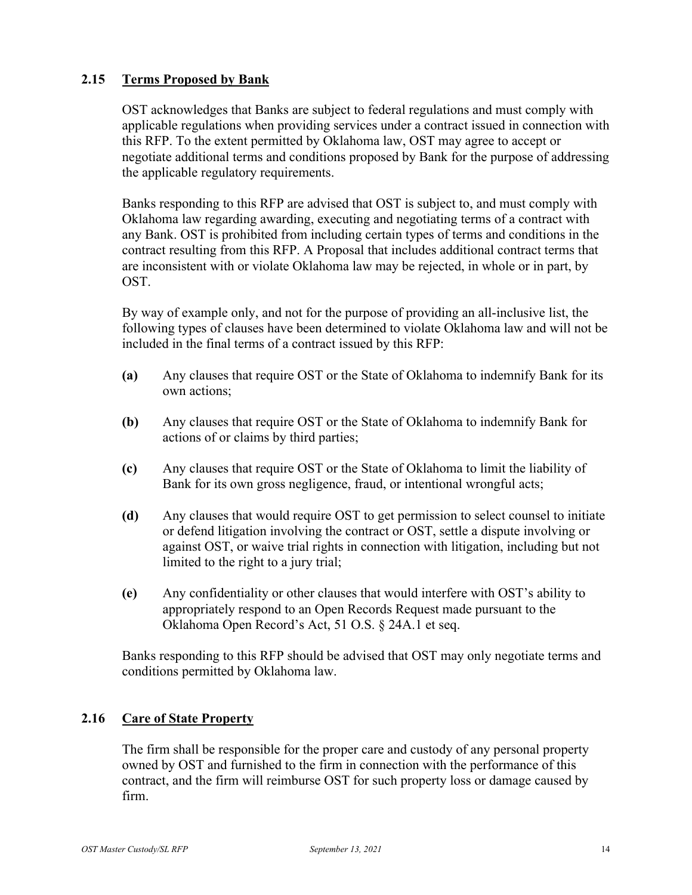### 2.15 <u>Terms Proposed by Bank</u>

OST acknowledges that Banks are subject to federal regulations and must comply with applicable regulations when providing services under a contract issued in connection with this RFP. To the extent permitted by Oklahoma law, OST may agree to accept or negotiate additional terms and conditions proposed by Bank for the purpose of addressing the applicable regulatory requirements.

Banks responding to this RFP are advised that OST is subject to, and must comply with Oklahoma law regarding awarding, executing and negotiating terms of a contract with any Bank. OST is prohibited from including certain types of terms and conditions in the contract resulting from this RFP. A Proposal that includes additional contract terms that are inconsistent with or violate Oklahoma law may be rejected, in whole or in part, by OST.

By way of example only, and not for the purpose of providing an all-inclusive list, the following types of clauses have been determined to violate Oklahoma law and will not be included in the final terms of a contract issued by this RFP:

**(a)** Any clauses that require OST or the State of Oklahoma to indemnify Bank for its own actions;

**(b)** Any clauses that require OST or the State of Oklahoma to indemnify Bank for actions of or claims by third parties;

**(c)** Any clauses that require OST or the State of Oklahoma to limit the liability of Bank for its own gross negligence, fraud, or intentional wrongful acts;

**(d)** Any clauses that would require OST to get permission to select counsel to initiate or defend litigation involving the contract or OST, settle a dispute involving or against OST, or waive trial rights in connection with litigation, including but not limited to the right to a jury trial;

**(e)** Any confidentiality or other clauses that would interfere with OST's ability to appropriately respond to an Open Records Request made pursuant to the Oklahoma Open Record's Act, 51 O.S. § 24A.1 et seq.

Banks responding to this RFP should be advised that OST may only negotiate terms and conditions permitted by Oklahoma law.

### 2.16 <u>Care of State Property</u>

The firm shall be responsible for the proper care and custody of any personal property owned by OST and furnished to the firm in connection with the performance of this contract, and the firm will reimburse OST for such property loss or damage caused by firm.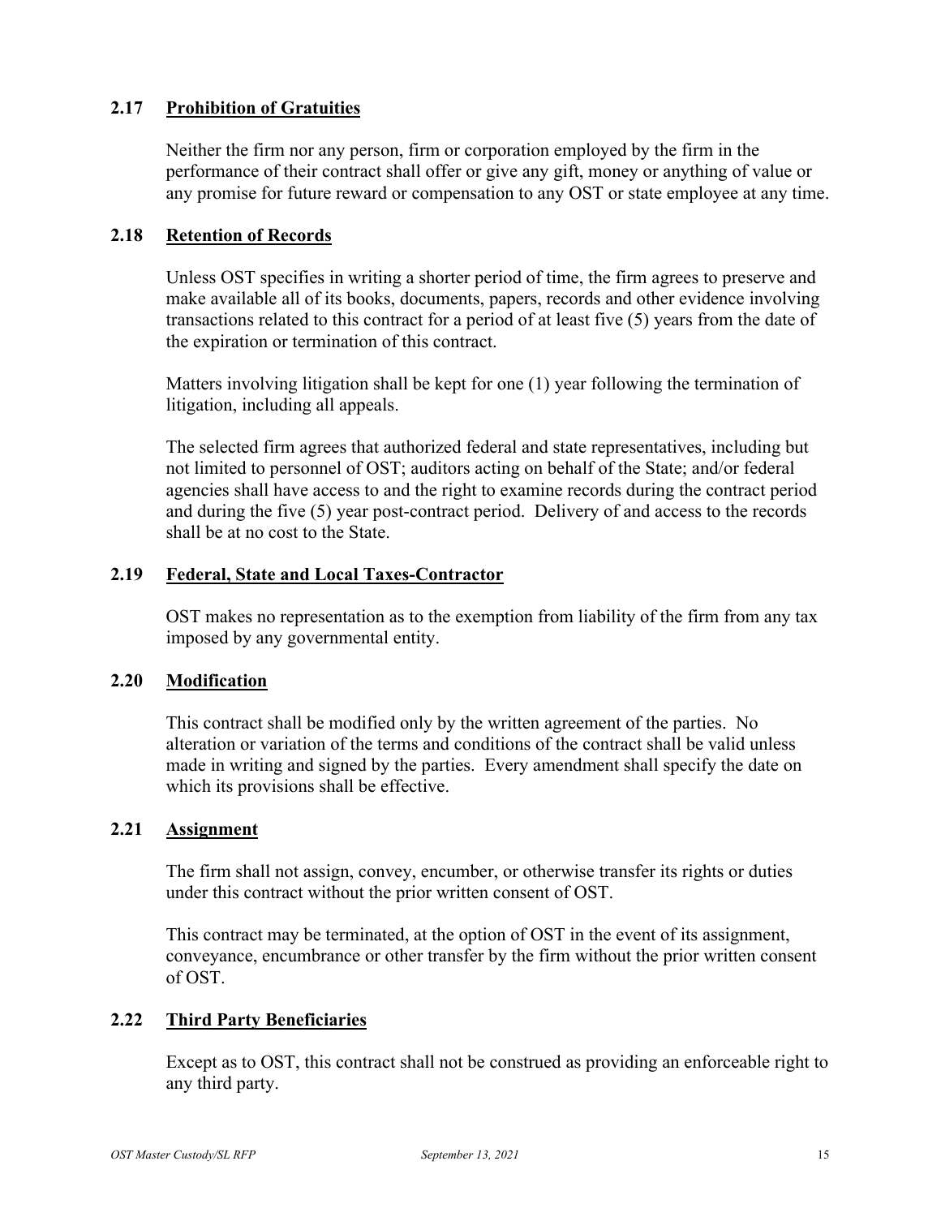### 2.17 Prohibition of Gratuities

Neither the firm nor any person, firm or corporation employed by the firm in the performance of their contract shall offer or give any gift, money or anything of value or any promise for future reward or compensation to any OST or state employee at any time.

### 2.18 Retention of Records

Unless OST specifies in writing a shorter period of time, the firm agrees to preserve and make available all of its books, documents, papers, records and other evidence involving transactions related to this contract for a period of at least five (5) years from the date of the expiration or termination of this contract.

Matters involving litigation shall be kept for one (1) year following the termination of litigation, including all appeals.

The selected firm agrees that authorized federal and state representatives, including but not limited to personnel of OST; auditors acting on behalf of the State; and/or federal agencies shall have access to and the right to examine records during the contract period and during the five (5) year post-contract period. Delivery of and access to the records shall be at no cost to the State.

### 2.19 Federal, State and Local Taxes-Contractor

OST makes no representation as to the exemption from liability of the firm from any tax imposed by any governmental entity.

### 2.20 Modification

This contract shall be modified only by the written agreement of the parties. No alteration or variation of the terms and conditions of the contract shall be valid unless made in writing and signed by the parties. Every amendment shall specify the date on which its provisions shall be effective.

### 2.21 Assignment

The firm shall not assign, convey, encumber, or otherwise transfer its rights or duties under this contract without the prior written consent of OST.

This contract may be terminated, at the option of OST in the event of its assignment, conveyance, encumbrance or other transfer by the firm without the prior written consent of OST.

### 2.22 Third Party Beneficiaries

Except as to OST, this contract shall not be construed as providing an enforceable right to any third party.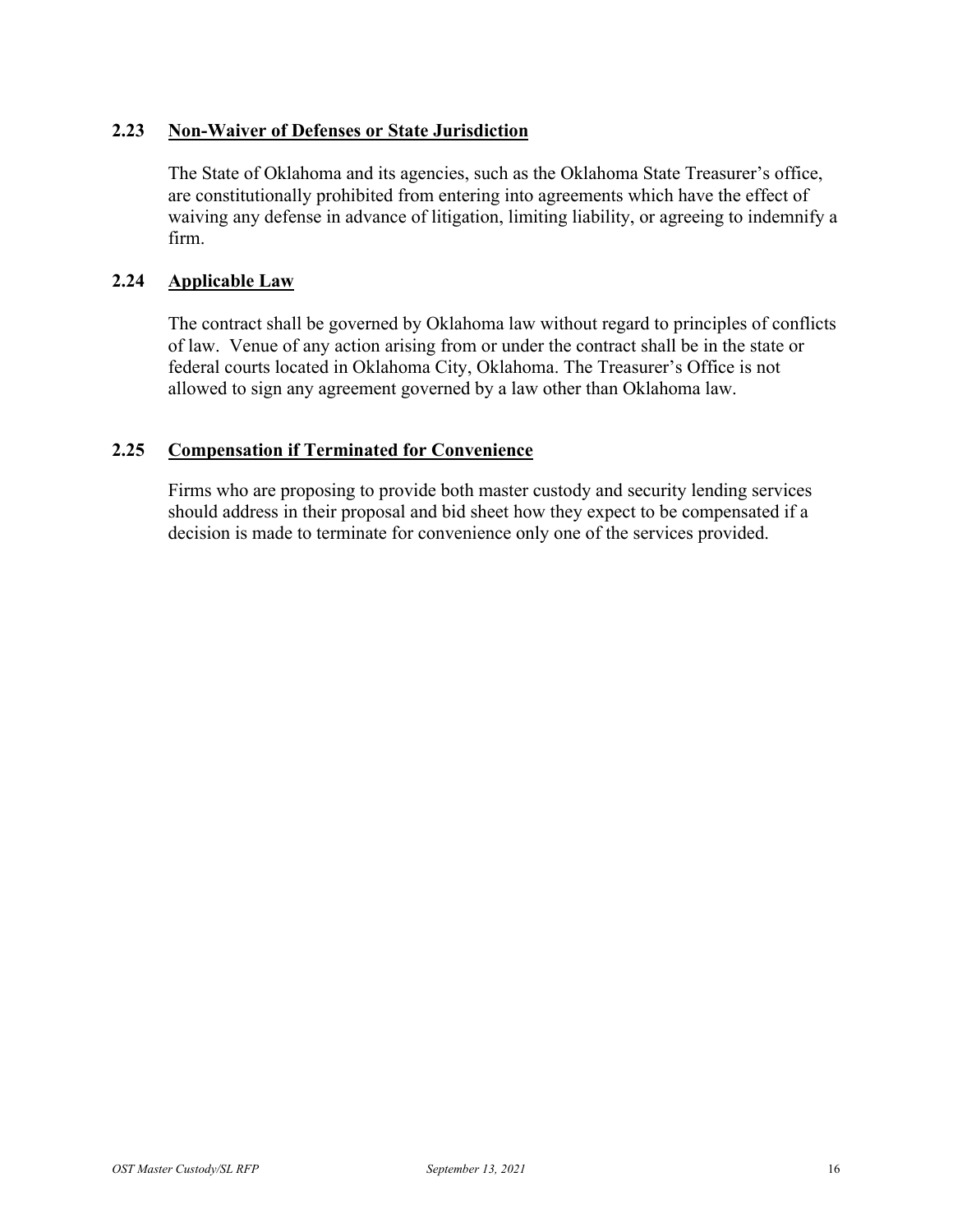## 2.23 Non-Waiver of Defenses or State Jurisdiction

The State of Oklahoma and its agencies, such as the Oklahoma State Treasurer's office, are constitutionally prohibited from entering into agreements which have the effect of waiving any defense in advance of litigation, limiting liability, or agreeing to indemnify a firm.

## 2.24 Applicable Law

The contract shall be governed by Oklahoma law without regard to principles of conflicts of law. Venue of any action arising from or under the contract shall be in the state or federal courts located in Oklahoma City, Oklahoma. The Treasurer's Office is not allowed to sign any agreement governed by a law other than Oklahoma law.

## 2.25 Compensation if Terminated for Convenience

Firms who are proposing to provide both master custody and security lending services should address in their proposal and bid sheet how they expect to be compensated if a decision is made to terminate for convenience only one of the services provided.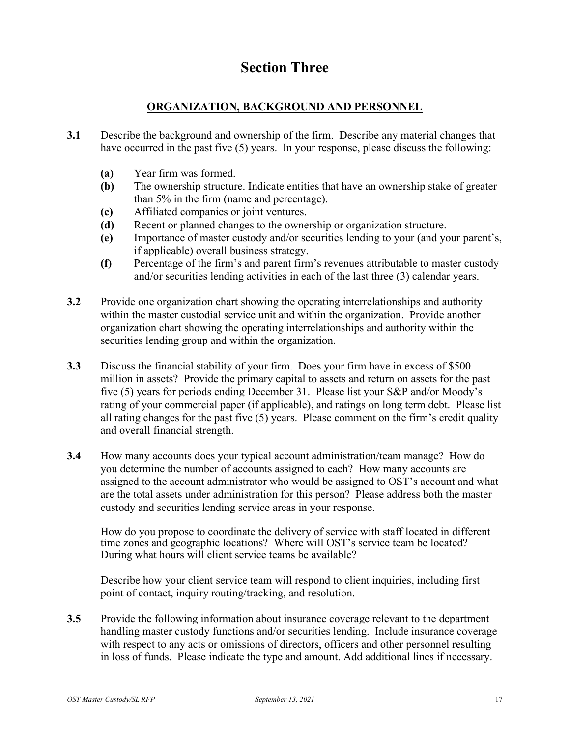# Section Three

## ORGANIZATION, BACKGROUND AND PERSONNEL

**3.1** Describe the background and ownership of the firm. Describe any material changes that have occurred in the past five (5) years. In your response, please discuss the following:

- **(a)** Year firm was formed.
- **(b)** The ownership structure. Indicate entities that have an ownership stake of greater than 5% in the firm (name and percentage).
- **(c)** Affiliated companies or joint ventures.
- **(d)** Recent or planned changes to the ownership or organization structure.
- **(e)** Importance of master custody and/or securities lending to your (and your parent's, if applicable) overall business strategy.
- **(f)** Percentage of the firm's and parent firm's revenues attributable to master custody and/or securities lending activities in each of the last three (3) calendar years.

**3.2** Provide one organization chart showing the operating interrelationships and authority within the master custodial service unit and within the organization. Provide another organization chart showing the operating interrelationships and authority within the securities lending group and within the organization.

**3.3** Discuss the financial stability of your firm. Does your firm have in excess of $500 million in assets? Provide the primary capital to assets and return on assets for the past five (5) years for periods ending December 31. Please list your S&P and/or Moody's rating of your commercial paper (if applicable), and ratings on long term debt. Please list all rating changes for the past five (5) years. Please comment on the firm's credit quality and overall financial strength.

**3.4** How many accounts does your typical account administration/team manage? How do you determine the number of accounts assigned to each? How many accounts are assigned to the account administrator who would be assigned to OST's account and what are the total assets under administration for this person? Please address both the master custody and securities lending service areas in your response.

How do you propose to coordinate the delivery of service with staff located in different time zones and geographic locations? Where will OST's service team be located? During what hours will client service teams be available?

Describe how your client service team will respond to client inquiries, including first point of contact, inquiry routing/tracking, and resolution.

**3.5** Provide the following information about insurance coverage relevant to the department handling master custody functions and/or securities lending. Include insurance coverage with respect to any acts or omissions of directors, officers and other personnel resulting in loss of funds. Please indicate the type and amount. Add additional lines if necessary.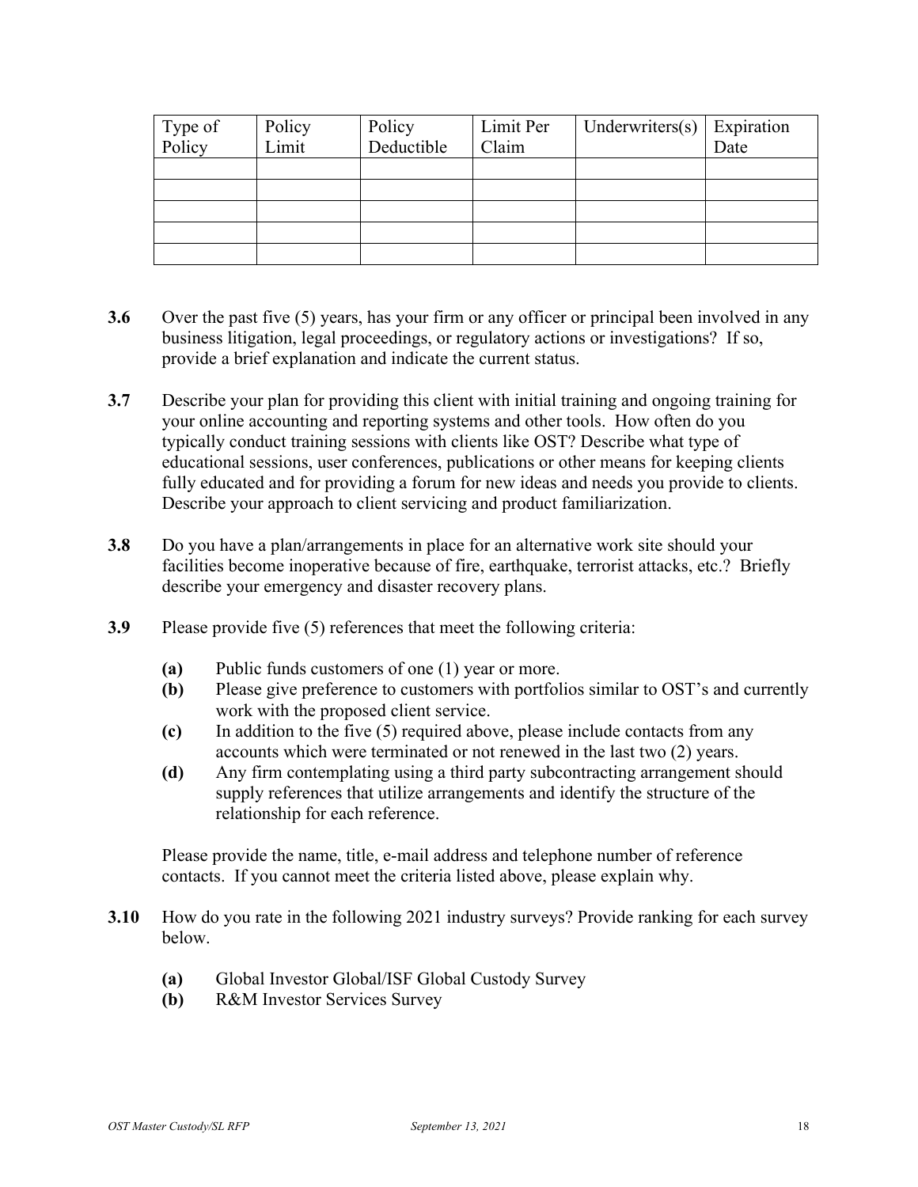| Type of Policy | Policy Limit | Policy Deductible | Limit Per Claim | Underwriters(s) | Expiration Date |
|---|---|---|---|---|---|
| | | | | | |
| | | | | | |
| | | | | | |
| | | | | | |
| | | | | | |

**3.6** Over the past five (5) years, has your firm or any officer or principal been involved in any business litigation, legal proceedings, or regulatory actions or investigations? If so, provide a brief explanation and indicate the current status.

**3.7** Describe your plan for providing this client with initial training and ongoing training for your online accounting and reporting systems and other tools. How often do you typically conduct training sessions with clients like OST? Describe what type of educational sessions, user conferences, publications or other means for keeping clients fully educated and for providing a forum for new ideas and needs you provide to clients. Describe your approach to client servicing and product familiarization.

**3.8** Do you have a plan/arrangements in place for an alternative work site should your facilities become inoperative because of fire, earthquake, terrorist attacks, etc.? Briefly describe your emergency and disaster recovery plans.

**3.9** Please provide five (5) references that meet the following criteria:

- **(a)** Public funds customers of one (1) year or more.
- **(b)** Please give preference to customers with portfolios similar to OST's and currently work with the proposed client service.
- **(c)** In addition to the five (5) required above, please include contacts from any accounts which were terminated or not renewed in the last two (2) years.
- **(d)** Any firm contemplating using a third party subcontracting arrangement should supply references that utilize arrangements and identify the structure of the relationship for each reference.

Please provide the name, title, e-mail address and telephone number of reference contacts. If you cannot meet the criteria listed above, please explain why.

**3.10** How do you rate in the following 2021 industry surveys? Provide ranking for each survey below.

- **(a)** Global Investor Global/ISF Global Custody Survey
- **(b)** R&M Investor Services Survey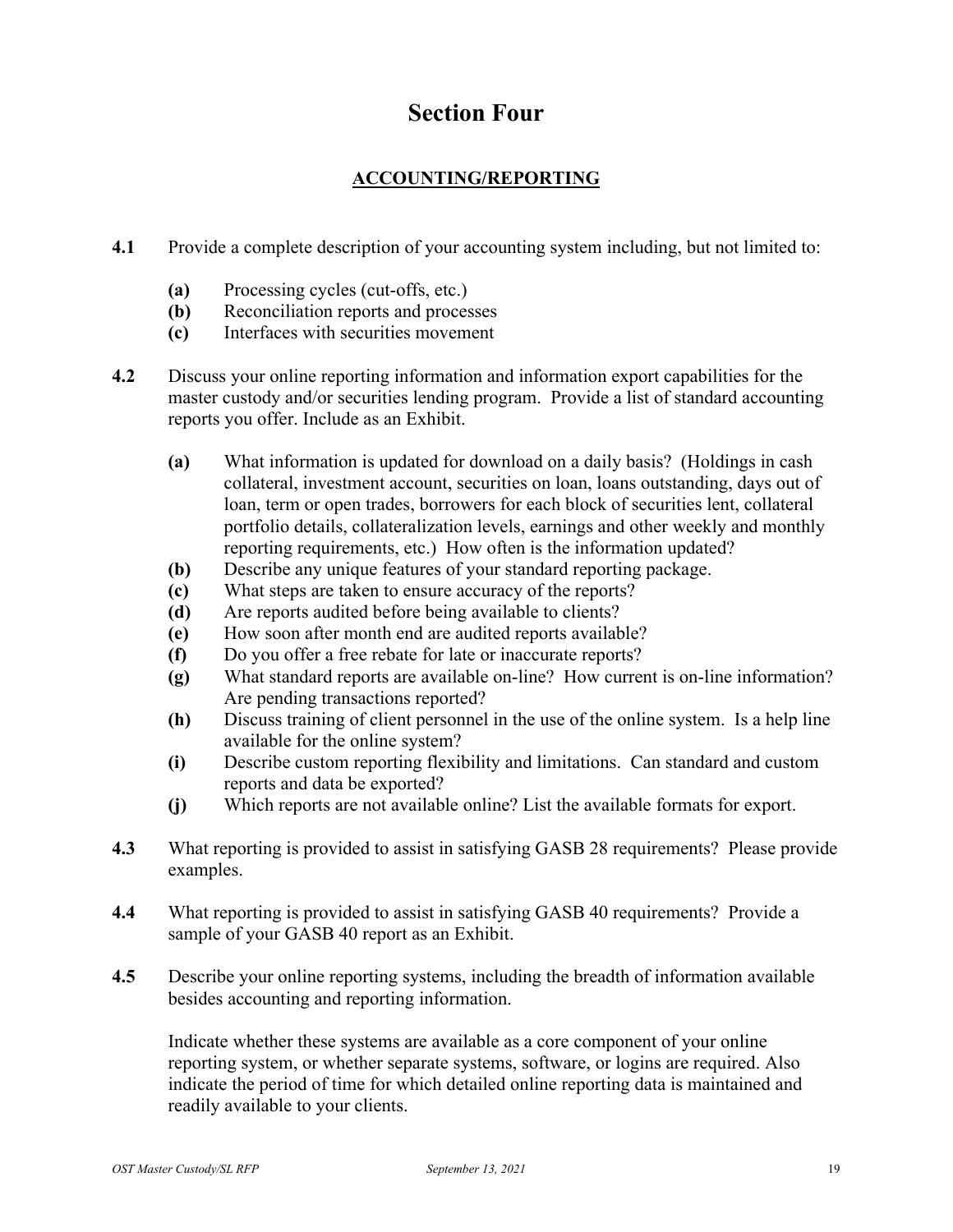# Section Four

## ACCOUNTING/REPORTING

**4.1** Provide a complete description of your accounting system including, but not limited to:

- **(a)** Processing cycles (cut-offs, etc.)
- **(b)** Reconciliation reports and processes
- **(c)** Interfaces with securities movement

**4.2** Discuss your online reporting information and information export capabilities for the master custody and/or securities lending program. Provide a list of standard accounting reports you offer. Include as an Exhibit.

- **(a)** What information is updated for download on a daily basis? (Holdings in cash collateral, investment account, securities on loan, loans outstanding, days out of loan, term or open trades, borrowers for each block of securities lent, collateral portfolio details, collateralization levels, earnings and other weekly and monthly reporting requirements, etc.) How often is the information updated?
- **(b)** Describe any unique features of your standard reporting package.
- **(c)** What steps are taken to ensure accuracy of the reports?
- **(d)** Are reports audited before being available to clients?
- **(e)** How soon after month end are audited reports available?
- **(f)** Do you offer a free rebate for late or inaccurate reports?
- **(g)** What standard reports are available on-line? How current is on-line information? Are pending transactions reported?
- **(h)** Discuss training of client personnel in the use of the online system. Is a help line available for the online system?
- **(i)** Describe custom reporting flexibility and limitations. Can standard and custom reports and data be exported?
- **(j)** Which reports are not available online? List the available formats for export.

**4.3** What reporting is provided to assist in satisfying GASB 28 requirements? Please provide examples.

**4.4** What reporting is provided to assist in satisfying GASB 40 requirements? Provide a sample of your GASB 40 report as an Exhibit.

**4.5** Describe your online reporting systems, including the breadth of information available besides accounting and reporting information.

Indicate whether these systems are available as a core component of your online reporting system, or whether separate systems, software, or logins are required. Also indicate the period of time for which detailed online reporting data is maintained and readily available to your clients.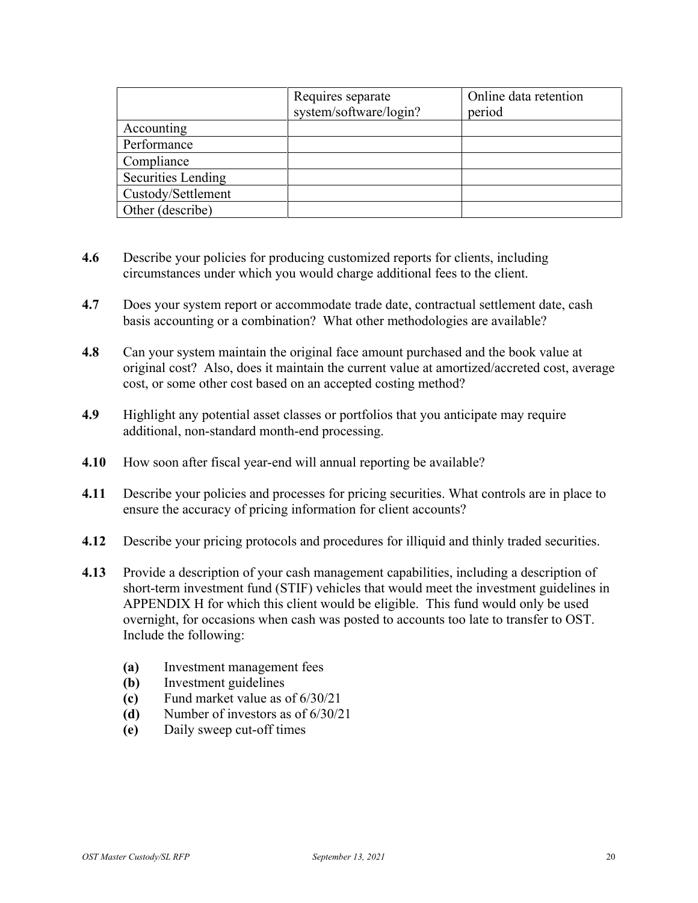| | Requires separate system/software/login? | Online data retention period |
|---|---|---|
| Accounting | | |
| Performance | | |
| Compliance | | |
| Securities Lending | | |
| Custody/Settlement | | |
| Other (describe) | | |

**4.6** Describe your policies for producing customized reports for clients, including circumstances under which you would charge additional fees to the client.

**4.7** Does your system report or accommodate trade date, contractual settlement date, cash basis accounting or a combination? What other methodologies are available?

**4.8** Can your system maintain the original face amount purchased and the book value at original cost? Also, does it maintain the current value at amortized/accreted cost, average cost, or some other cost based on an accepted costing method?

**4.9** Highlight any potential asset classes or portfolios that you anticipate may require additional, non-standard month-end processing.

**4.10** How soon after fiscal year-end will annual reporting be available?

**4.11** Describe your policies and processes for pricing securities. What controls are in place to ensure the accuracy of pricing information for client accounts?

**4.12** Describe your pricing protocols and procedures for illiquid and thinly traded securities.

**4.13** Provide a description of your cash management capabilities, including a description of short-term investment fund (STIF) vehicles that would meet the investment guidelines in APPENDIX H for which this client would be eligible. This fund would only be used overnight, for occasions when cash was posted to accounts too late to transfer to OST. Include the following:

- **(a)** Investment management fees
- **(b)** Investment guidelines
- **(c)** Fund market value as of 6/30/21
- **(d)** Number of investors as of 6/30/21
- **(e)** Daily sweep cut-off times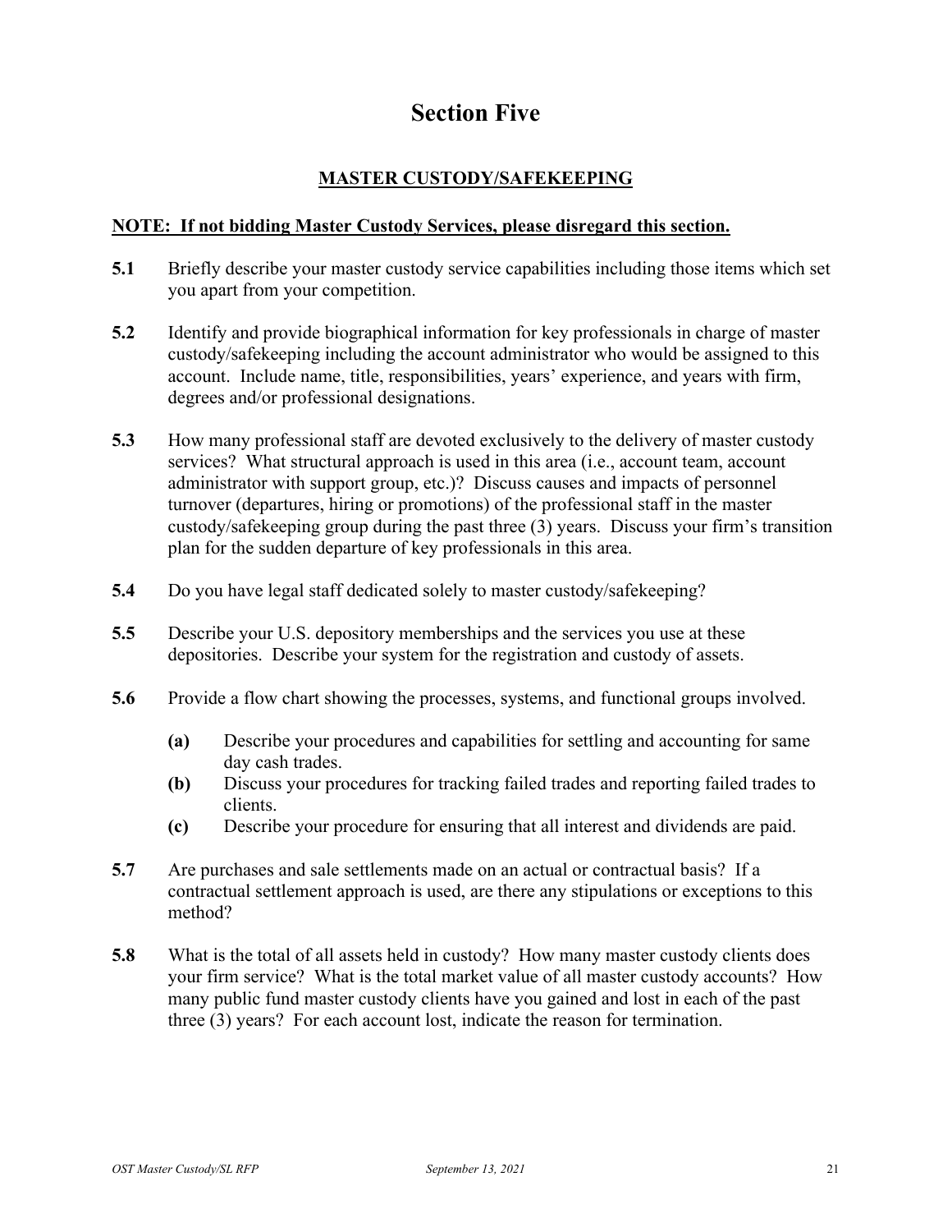# Section Five

## MASTER CUSTODY/SAFEKEEPING

**NOTE: If not bidding Master Custody Services, please disregard this section.**

**5.1** Briefly describe your master custody service capabilities including those items which set you apart from your competition.

**5.2** Identify and provide biographical information for key professionals in charge of master custody/safekeeping including the account administrator who would be assigned to this account. Include name, title, responsibilities, years' experience, and years with firm, degrees and/or professional designations.

**5.3** How many professional staff are devoted exclusively to the delivery of master custody services? What structural approach is used in this area (i.e., account team, account administrator with support group, etc.)? Discuss causes and impacts of personnel turnover (departures, hiring or promotions) of the professional staff in the master custody/safekeeping group during the past three (3) years. Discuss your firm's transition plan for the sudden departure of key professionals in this area.

**5.4** Do you have legal staff dedicated solely to master custody/safekeeping?

**5.5** Describe your U.S. depository memberships and the services you use at these depositories. Describe your system for the registration and custody of assets.

**5.6** Provide a flow chart showing the processes, systems, and functional groups involved.

- **(a)** Describe your procedures and capabilities for settling and accounting for same day cash trades.
- **(b)** Discuss your procedures for tracking failed trades and reporting failed trades to clients.
- **(c)** Describe your procedure for ensuring that all interest and dividends are paid.

**5.7** Are purchases and sale settlements made on an actual or contractual basis? If a contractual settlement approach is used, are there any stipulations or exceptions to this method?

**5.8** What is the total of all assets held in custody? How many master custody clients does your firm service? What is the total market value of all master custody accounts? How many public fund master custody clients have you gained and lost in each of the past three (3) years? For each account lost, indicate the reason for termination.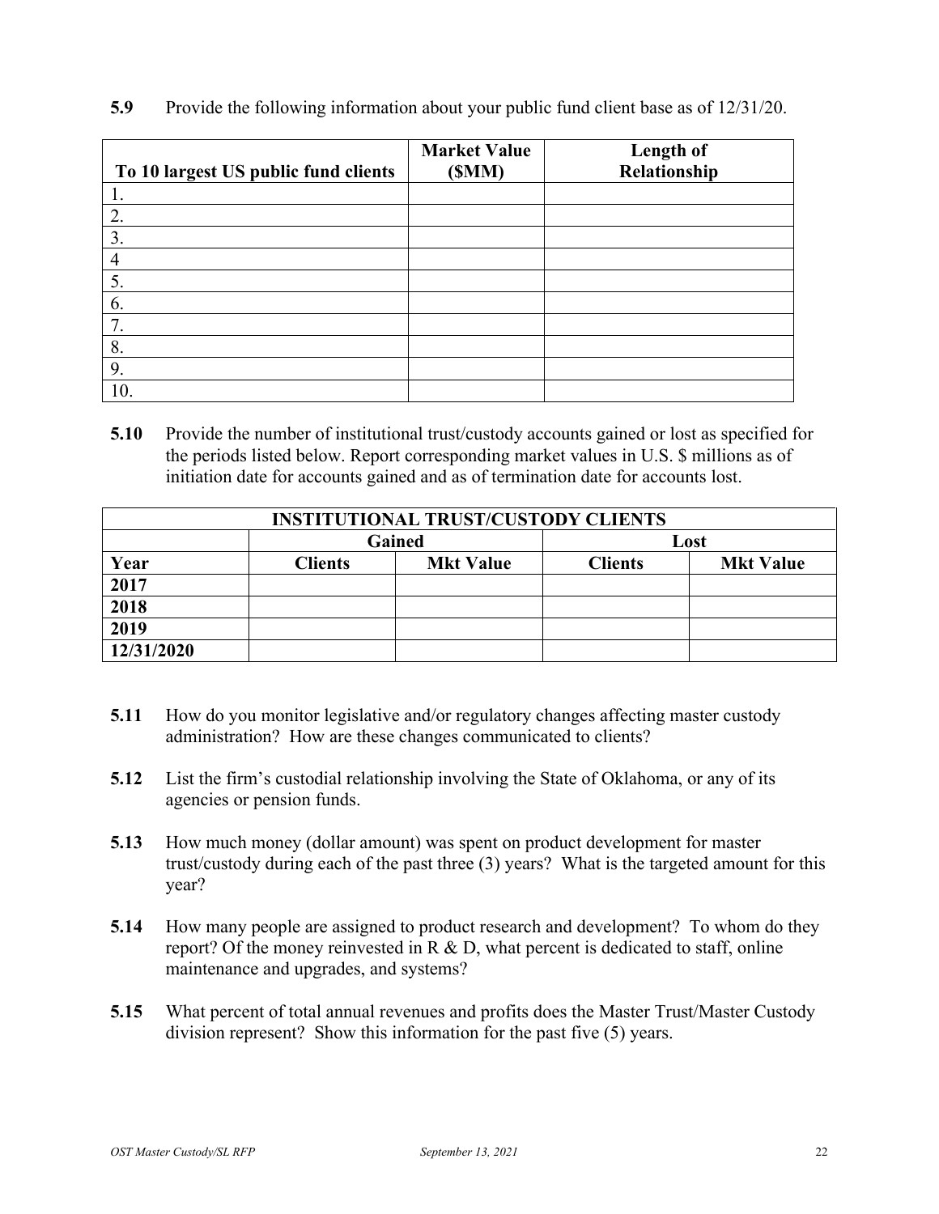**5.9** Provide the following information about your public fund client base as of 12/31/20.

| To 10 largest US public fund clients | Market Value ($MM) | Length of Relationship |
|---|---|---|
| 1. | | |
| 2. | | |
| 3. | | |
| 4 | | |
| 5. | | |
| 6. | | |
| 7. | | |
| 8. | | |
| 9. | | |
| 10. | | |

**5.10** Provide the number of institutional trust/custody accounts gained or lost as specified for the periods listed below. Report corresponding market values in U.S. $ millions as of initiation date for accounts gained and as of termination date for accounts lost.

| INSTITUTIONAL TRUST/CUSTODY CLIENTS | | | | |
|---|---|---|---|---|
| | Gained | | Lost | |
| **Year** | **Clients** | **Mkt Value** | **Clients** | **Mkt Value** |
| **2017** | | | | |
| **2018** | | | | |
| **2019** | | | | |
| **12/31/2020** | | | | |

**5.11** How do you monitor legislative and/or regulatory changes affecting master custody administration? How are these changes communicated to clients?

**5.12** List the firm's custodial relationship involving the State of Oklahoma, or any of its agencies or pension funds.

**5.13** How much money (dollar amount) was spent on product development for master trust/custody during each of the past three (3) years? What is the targeted amount for this year?

**5.14** How many people are assigned to product research and development? To whom do they report? Of the money reinvested in R & D, what percent is dedicated to staff, online maintenance and upgrades, and systems?

**5.15** What percent of total annual revenues and profits does the Master Trust/Master Custody division represent? Show this information for the past five (5) years.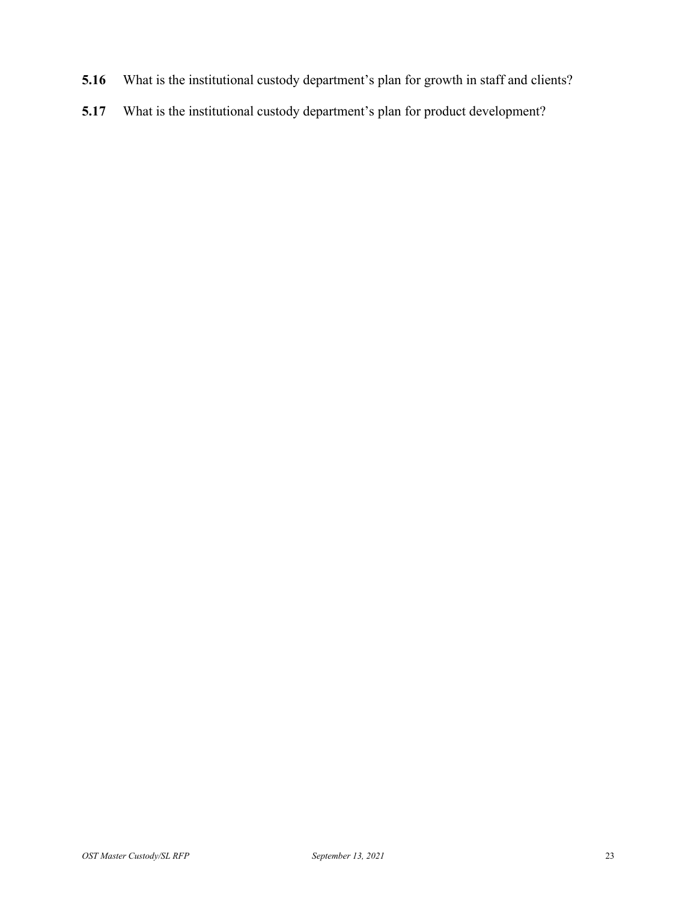**5.16** What is the institutional custody department's plan for growth in staff and clients?

**5.17** What is the institutional custody department's plan for product development?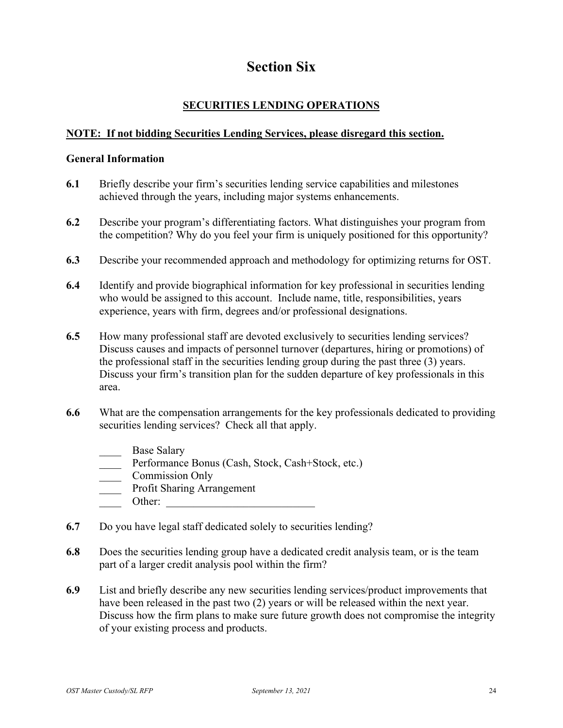# Section Six

## SECURITIES LENDING OPERATIONS

**NOTE: If not bidding Securities Lending Services, please disregard this section.**

### General Information

**6.1** Briefly describe your firm's securities lending service capabilities and milestones achieved through the years, including major systems enhancements.

**6.2** Describe your program's differentiating factors. What distinguishes your program from the competition? Why do you feel your firm is uniquely positioned for this opportunity?

**6.3** Describe your recommended approach and methodology for optimizing returns for OST.

**6.4** Identify and provide biographical information for key professional in securities lending who would be assigned to this account. Include name, title, responsibilities, years experience, years with firm, degrees and/or professional designations.

**6.5** How many professional staff are devoted exclusively to securities lending services? Discuss causes and impacts of personnel turnover (departures, hiring or promotions) of the professional staff in the securities lending group during the past three (3) years. Discuss your firm's transition plan for the sudden departure of key professionals in this area.

**6.6** What are the compensation arrangements for the key professionals dedicated to providing securities lending services? Check all that apply.

____ Base Salary
____ Performance Bonus (Cash, Stock, Cash+Stock, etc.)
____ Commission Only
____ Profit Sharing Arrangement
____ Other: ___________________________

**6.7** Do you have legal staff dedicated solely to securities lending?

**6.8** Does the securities lending group have a dedicated credit analysis team, or is the team part of a larger credit analysis pool within the firm?

**6.9** List and briefly describe any new securities lending services/product improvements that have been released in the past two (2) years or will be released within the next year. Discuss how the firm plans to make sure future growth does not compromise the integrity of your existing process and products.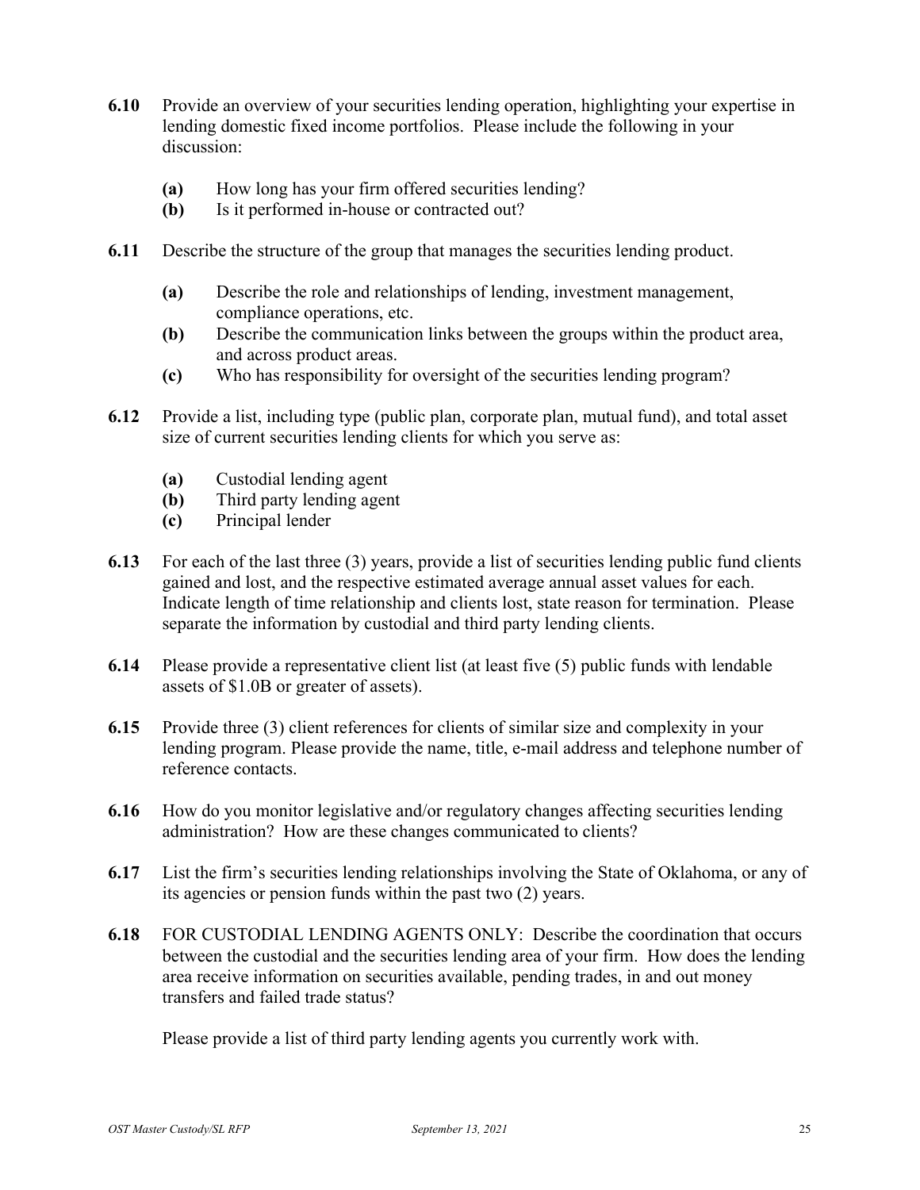**6.10** Provide an overview of your securities lending operation, highlighting your expertise in lending domestic fixed income portfolios. Please include the following in your discussion:

- **(a)** How long has your firm offered securities lending?
- **(b)** Is it performed in-house or contracted out?

**6.11** Describe the structure of the group that manages the securities lending product.

- **(a)** Describe the role and relationships of lending, investment management, compliance operations, etc.
- **(b)** Describe the communication links between the groups within the product area, and across product areas.
- **(c)** Who has responsibility for oversight of the securities lending program?

**6.12** Provide a list, including type (public plan, corporate plan, mutual fund), and total asset size of current securities lending clients for which you serve as:

- **(a)** Custodial lending agent
- **(b)** Third party lending agent
- **(c)** Principal lender

**6.13** For each of the last three (3) years, provide a list of securities lending public fund clients gained and lost, and the respective estimated average annual asset values for each. Indicate length of time relationship and clients lost, state reason for termination. Please separate the information by custodial and third party lending clients.

**6.14** Please provide a representative client list (at least five (5) public funds with lendable assets of $1.0B or greater of assets).

**6.15** Provide three (3) client references for clients of similar size and complexity in your lending program. Please provide the name, title, e-mail address and telephone number of reference contacts.

**6.16** How do you monitor legislative and/or regulatory changes affecting securities lending administration? How are these changes communicated to clients?

**6.17** List the firm's securities lending relationships involving the State of Oklahoma, or any of its agencies or pension funds within the past two (2) years.

**6.18** FOR CUSTODIAL LENDING AGENTS ONLY: Describe the coordination that occurs between the custodial and the securities lending area of your firm. How does the lending area receive information on securities available, pending trades, in and out money transfers and failed trade status?

Please provide a list of third party lending agents you currently work with.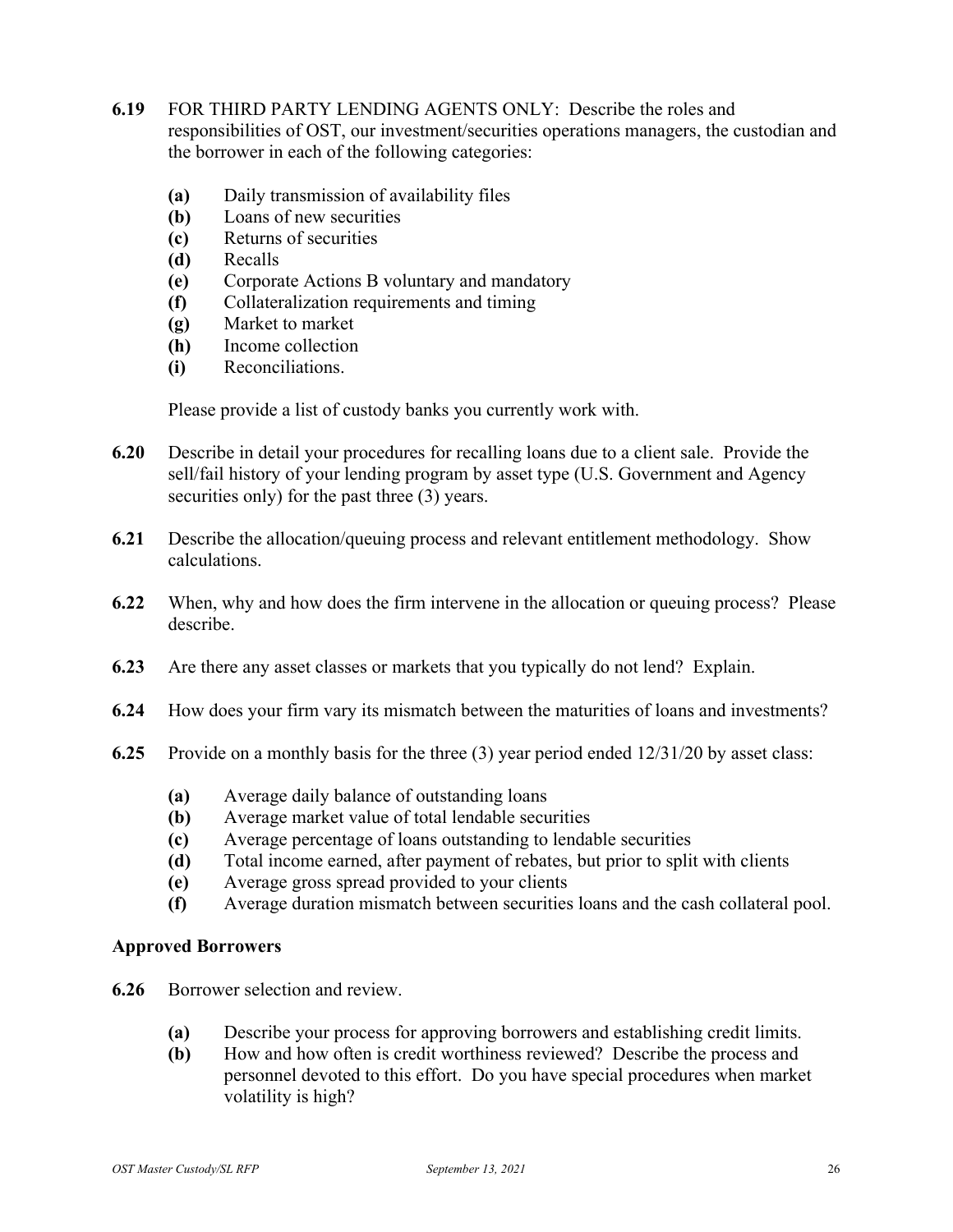**6.19** FOR THIRD PARTY LENDING AGENTS ONLY: Describe the roles and responsibilities of OST, our investment/securities operations managers, the custodian and the borrower in each of the following categories:

- **(a)** Daily transmission of availability files
- **(b)** Loans of new securities
- **(c)** Returns of securities
- **(d)** Recalls
- **(e)** Corporate Actions B voluntary and mandatory
- **(f)** Collateralization requirements and timing
- **(g)** Market to market
- **(h)** Income collection
- **(i)** Reconciliations.

Please provide a list of custody banks you currently work with.

**6.20** Describe in detail your procedures for recalling loans due to a client sale. Provide the sell/fail history of your lending program by asset type (U.S. Government and Agency securities only) for the past three (3) years.

**6.21** Describe the allocation/queuing process and relevant entitlement methodology. Show calculations.

**6.22** When, why and how does the firm intervene in the allocation or queuing process? Please describe.

**6.23** Are there any asset classes or markets that you typically do not lend? Explain.

**6.24** How does your firm vary its mismatch between the maturities of loans and investments?

**6.25** Provide on a monthly basis for the three (3) year period ended 12/31/20 by asset class:

- **(a)** Average daily balance of outstanding loans
- **(b)** Average market value of total lendable securities
- **(c)** Average percentage of loans outstanding to lendable securities
- **(d)** Total income earned, after payment of rebates, but prior to split with clients
- **(e)** Average gross spread provided to your clients
- **(f)** Average duration mismatch between securities loans and the cash collateral pool.

### Approved Borrowers

**6.26** Borrower selection and review.

- **(a)** Describe your process for approving borrowers and establishing credit limits.
- **(b)** How and how often is credit worthiness reviewed? Describe the process and personnel devoted to this effort. Do you have special procedures when market volatility is high?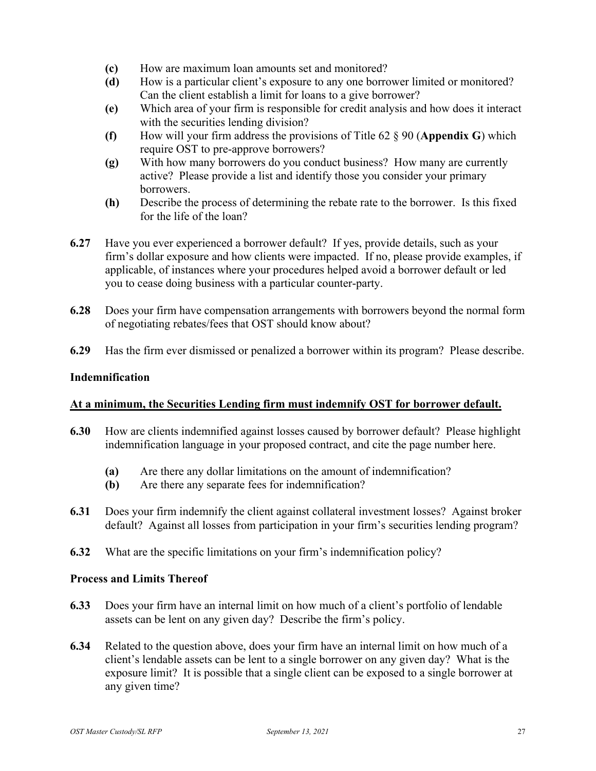- **(c)** How are maximum loan amounts set and monitored?
- **(d)** How is a particular client's exposure to any one borrower limited or monitored? Can the client establish a limit for loans to a give borrower?
- **(e)** Which area of your firm is responsible for credit analysis and how does it interact with the securities lending division?
- **(f)** How will your firm address the provisions of Title 62 § 90 (**Appendix G**) which require OST to pre-approve borrowers?
- **(g)** With how many borrowers do you conduct business? How many are currently active? Please provide a list and identify those you consider your primary borrowers.
- **(h)** Describe the process of determining the rebate rate to the borrower. Is this fixed for the life of the loan?

**6.27** Have you ever experienced a borrower default? If yes, provide details, such as your firm's dollar exposure and how clients were impacted. If no, please provide examples, if applicable, of instances where your procedures helped avoid a borrower default or led you to cease doing business with a particular counter-party.

**6.28** Does your firm have compensation arrangements with borrowers beyond the normal form of negotiating rebates/fees that OST should know about?

**6.29** Has the firm ever dismissed or penalized a borrower within its program? Please describe.

**Indemnification**

<u>**At a minimum, the Securities Lending firm must indemnify OST for borrower default.**</u>

**6.30** How are clients indemnified against losses caused by borrower default? Please highlight indemnification language in your proposed contract, and cite the page number here.

- **(a)** Are there any dollar limitations on the amount of indemnification?
- **(b)** Are there any separate fees for indemnification?

**6.31** Does your firm indemnify the client against collateral investment losses? Against broker default? Against all losses from participation in your firm's securities lending program?

**6.32** What are the specific limitations on your firm's indemnification policy?

**Process and Limits Thereof**

**6.33** Does your firm have an internal limit on how much of a client's portfolio of lendable assets can be lent on any given day? Describe the firm's policy.

**6.34** Related to the question above, does your firm have an internal limit on how much of a client's lendable assets can be lent to a single borrower on any given day? What is the exposure limit? It is possible that a single client can be exposed to a single borrower at any given time?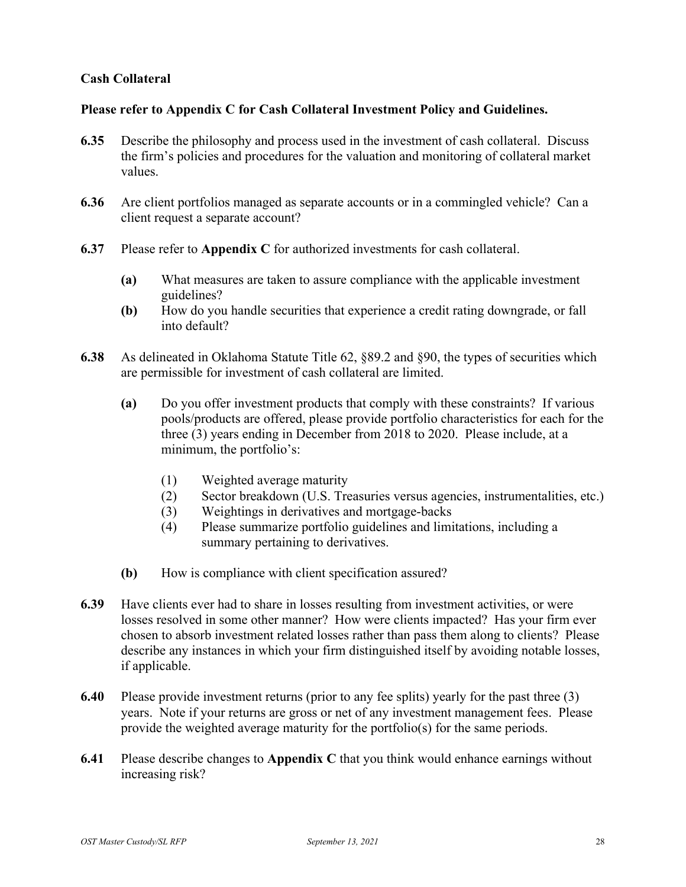**Cash Collateral**

**Please refer to Appendix C for Cash Collateral Investment Policy and Guidelines.**

**6.35** Describe the philosophy and process used in the investment of cash collateral. Discuss the firm's policies and procedures for the valuation and monitoring of collateral market values.

**6.36** Are client portfolios managed as separate accounts or in a commingled vehicle? Can a client request a separate account?

**6.37** Please refer to **Appendix C** for authorized investments for cash collateral.

- **(a)** What measures are taken to assure compliance with the applicable investment guidelines?
- **(b)** How do you handle securities that experience a credit rating downgrade, or fall into default?

**6.38** As delineated in Oklahoma Statute Title 62, §89.2 and §90, the types of securities which are permissible for investment of cash collateral are limited.

- **(a)** Do you offer investment products that comply with these constraints? If various pools/products are offered, please provide portfolio characteristics for each for the three (3) years ending in December from 2018 to 2020. Please include, at a minimum, the portfolio's:
  - (1) Weighted average maturity
  - (2) Sector breakdown (U.S. Treasuries versus agencies, instrumentalities, etc.)
  - (3) Weightings in derivatives and mortgage-backs
  - (4) Please summarize portfolio guidelines and limitations, including a summary pertaining to derivatives.
- **(b)** How is compliance with client specification assured?

**6.39** Have clients ever had to share in losses resulting from investment activities, or were losses resolved in some other manner? How were clients impacted? Has your firm ever chosen to absorb investment related losses rather than pass them along to clients? Please describe any instances in which your firm distinguished itself by avoiding notable losses, if applicable.

**6.40** Please provide investment returns (prior to any fee splits) yearly for the past three (3) years. Note if your returns are gross or net of any investment management fees. Please provide the weighted average maturity for the portfolio(s) for the same periods.

**6.41** Please describe changes to **Appendix C** that you think would enhance earnings without increasing risk?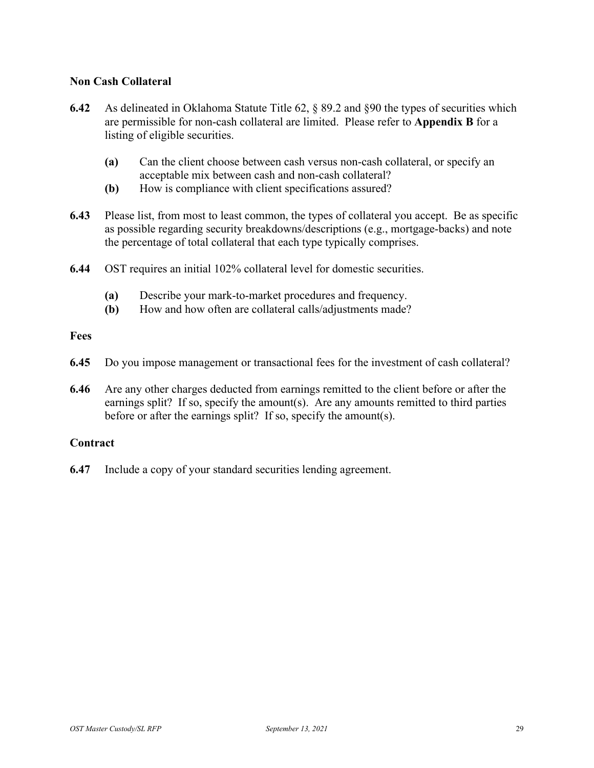**Non Cash Collateral**

**6.42** As delineated in Oklahoma Statute Title 62, § 89.2 and §90 the types of securities which are permissible for non-cash collateral are limited. Please refer to **Appendix B** for a listing of eligible securities.

- **(a)** Can the client choose between cash versus non-cash collateral, or specify an acceptable mix between cash and non-cash collateral?
- **(b)** How is compliance with client specifications assured?

**6.43** Please list, from most to least common, the types of collateral you accept. Be as specific as possible regarding security breakdowns/descriptions (e.g., mortgage-backs) and note the percentage of total collateral that each type typically comprises.

**6.44** OST requires an initial 102% collateral level for domestic securities.

- **(a)** Describe your mark-to-market procedures and frequency.
- **(b)** How and how often are collateral calls/adjustments made?

**Fees**

**6.45** Do you impose management or transactional fees for the investment of cash collateral?

**6.46** Are any other charges deducted from earnings remitted to the client before or after the earnings split? If so, specify the amount(s). Are any amounts remitted to third parties before or after the earnings split? If so, specify the amount(s).

**Contract**

**6.47** Include a copy of your standard securities lending agreement.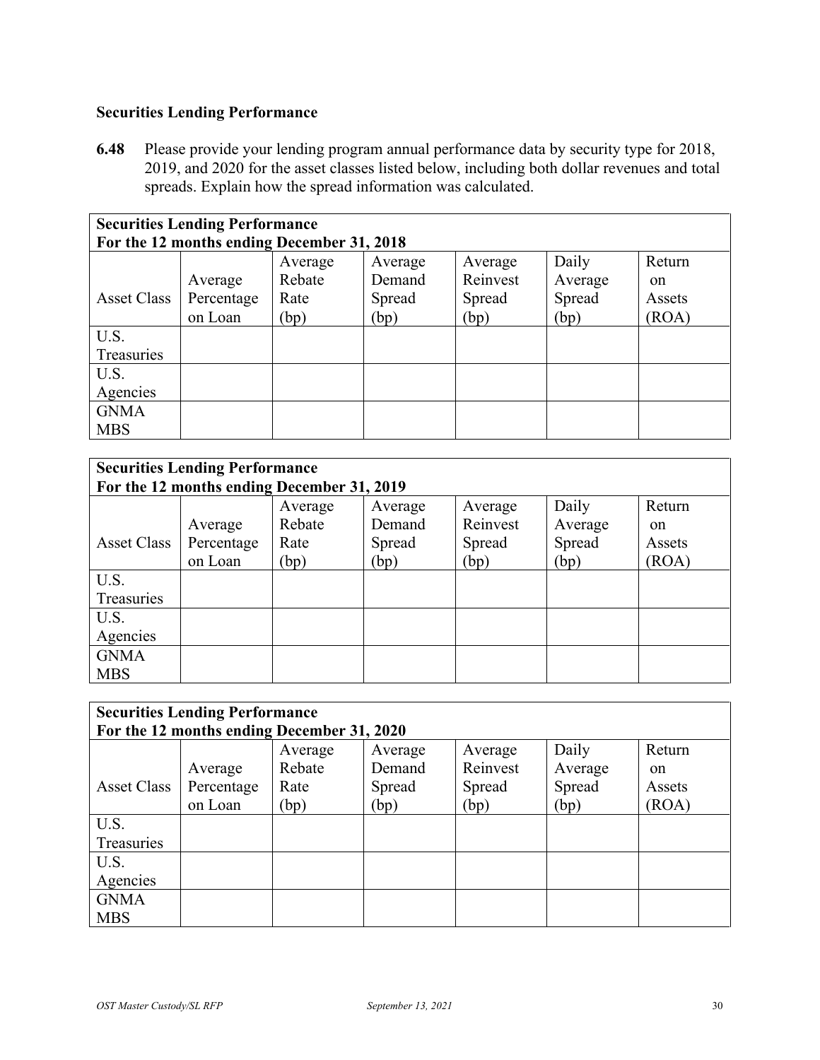**Securities Lending Performance**

**6.48** Please provide your lending program annual performance data by security type for 2018, 2019, and 2020 for the asset classes listed below, including both dollar revenues and total spreads. Explain how the spread information was calculated.

| **Securities Lending Performance**<br>**For the 12 months ending December 31, 2018** | | | | | | |
|---|---|---|---|---|---|---|
| Asset Class | Average Percentage on Loan | Average Rebate Rate (bp) | Average Demand Spread (bp) | Average Reinvest Spread (bp) | Daily Average Spread (bp) | Return on Assets (ROA) |
| U.S. Treasuries | | | | | | |
| U.S. Agencies | | | | | | |
| GNMA MBS | | | | | | |

| **Securities Lending Performance**<br>**For the 12 months ending December 31, 2019** | | | | | | |
|---|---|---|---|---|---|---|
| Asset Class | Average Percentage on Loan | Average Rebate Rate (bp) | Average Demand Spread (bp) | Average Reinvest Spread (bp) | Daily Average Spread (bp) | Return on Assets (ROA) |
| U.S. Treasuries | | | | | | |
| U.S. Agencies | | | | | | |
| GNMA MBS | | | | | | |

| **Securities Lending Performance**<br>**For the 12 months ending December 31, 2020** | | | | | | |
|---|---|---|---|---|---|---|
| Asset Class | Average Percentage on Loan | Average Rebate Rate (bp) | Average Demand Spread (bp) | Average Reinvest Spread (bp) | Daily Average Spread (bp) | Return on Assets (ROA) |
| U.S. Treasuries | | | | | | |
| U.S. Agencies | | | | | | |
| GNMA MBS | | | | | | |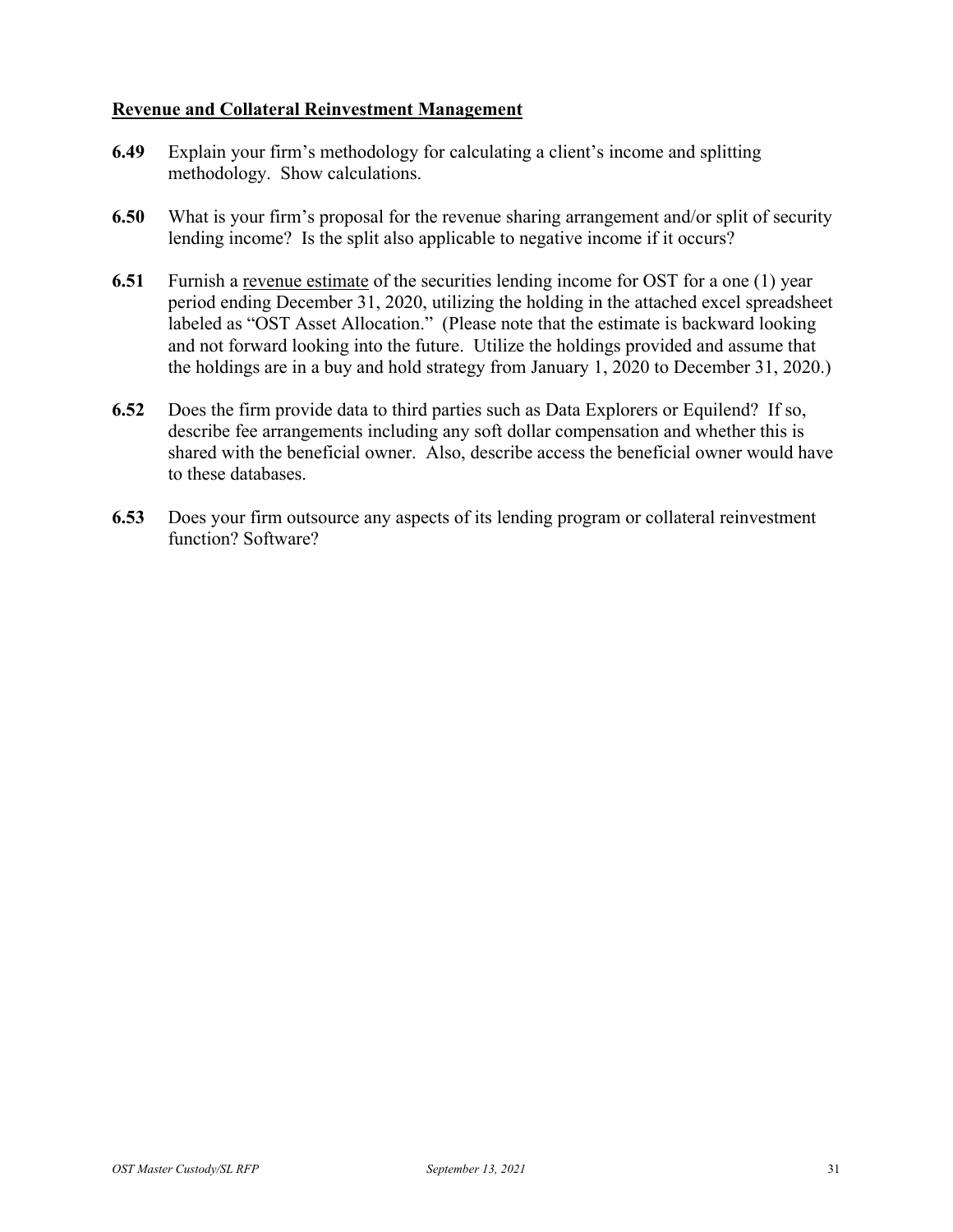**<u>Revenue and Collateral Reinvestment Management</u>**

**6.49** Explain your firm's methodology for calculating a client's income and splitting methodology. Show calculations.

**6.50** What is your firm's proposal for the revenue sharing arrangement and/or split of security lending income? Is the split also applicable to negative income if it occurs?

**6.51** Furnish a <u>revenue estimate</u> of the securities lending income for OST for a one (1) year period ending December 31, 2020, utilizing the holding in the attached excel spreadsheet labeled as "OST Asset Allocation." (Please note that the estimate is backward looking and not forward looking into the future. Utilize the holdings provided and assume that the holdings are in a buy and hold strategy from January 1, 2020 to December 31, 2020.)

**6.52** Does the firm provide data to third parties such as Data Explorers or Equilend? If so, describe fee arrangements including any soft dollar compensation and whether this is shared with the beneficial owner. Also, describe access the beneficial owner would have to these databases.

**6.53** Does your firm outsource any aspects of its lending program or collateral reinvestment function? Software?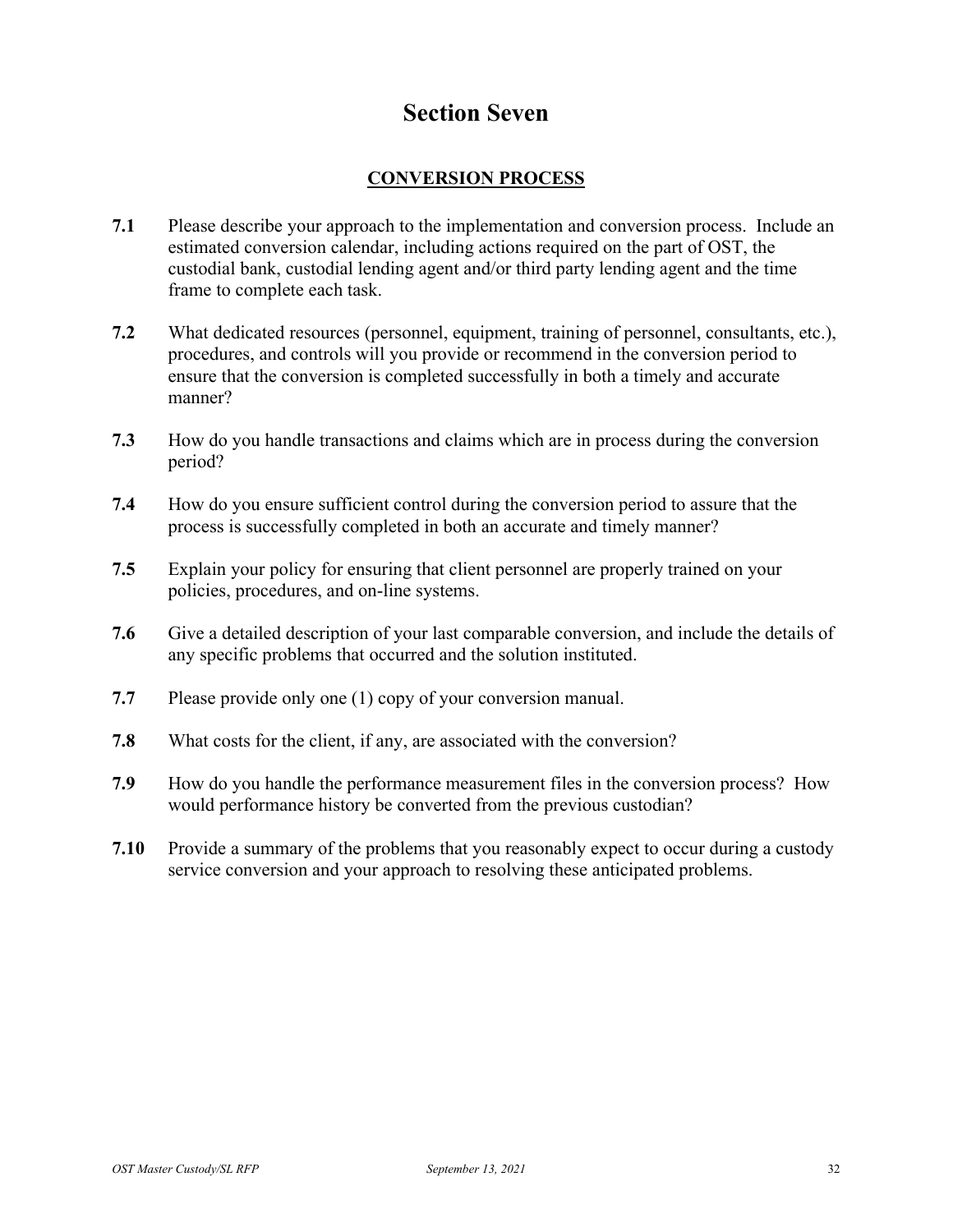# Section Seven

## CONVERSION PROCESS

**7.1** Please describe your approach to the implementation and conversion process. Include an estimated conversion calendar, including actions required on the part of OST, the custodial bank, custodial lending agent and/or third party lending agent and the time frame to complete each task.

**7.2** What dedicated resources (personnel, equipment, training of personnel, consultants, etc.), procedures, and controls will you provide or recommend in the conversion period to ensure that the conversion is completed successfully in both a timely and accurate manner?

**7.3** How do you handle transactions and claims which are in process during the conversion period?

**7.4** How do you ensure sufficient control during the conversion period to assure that the process is successfully completed in both an accurate and timely manner?

**7.5** Explain your policy for ensuring that client personnel are properly trained on your policies, procedures, and on-line systems.

**7.6** Give a detailed description of your last comparable conversion, and include the details of any specific problems that occurred and the solution instituted.

**7.7** Please provide only one (1) copy of your conversion manual.

**7.8** What costs for the client, if any, are associated with the conversion?

**7.9** How do you handle the performance measurement files in the conversion process? How would performance history be converted from the previous custodian?

**7.10** Provide a summary of the problems that you reasonably expect to occur during a custody service conversion and your approach to resolving these anticipated problems.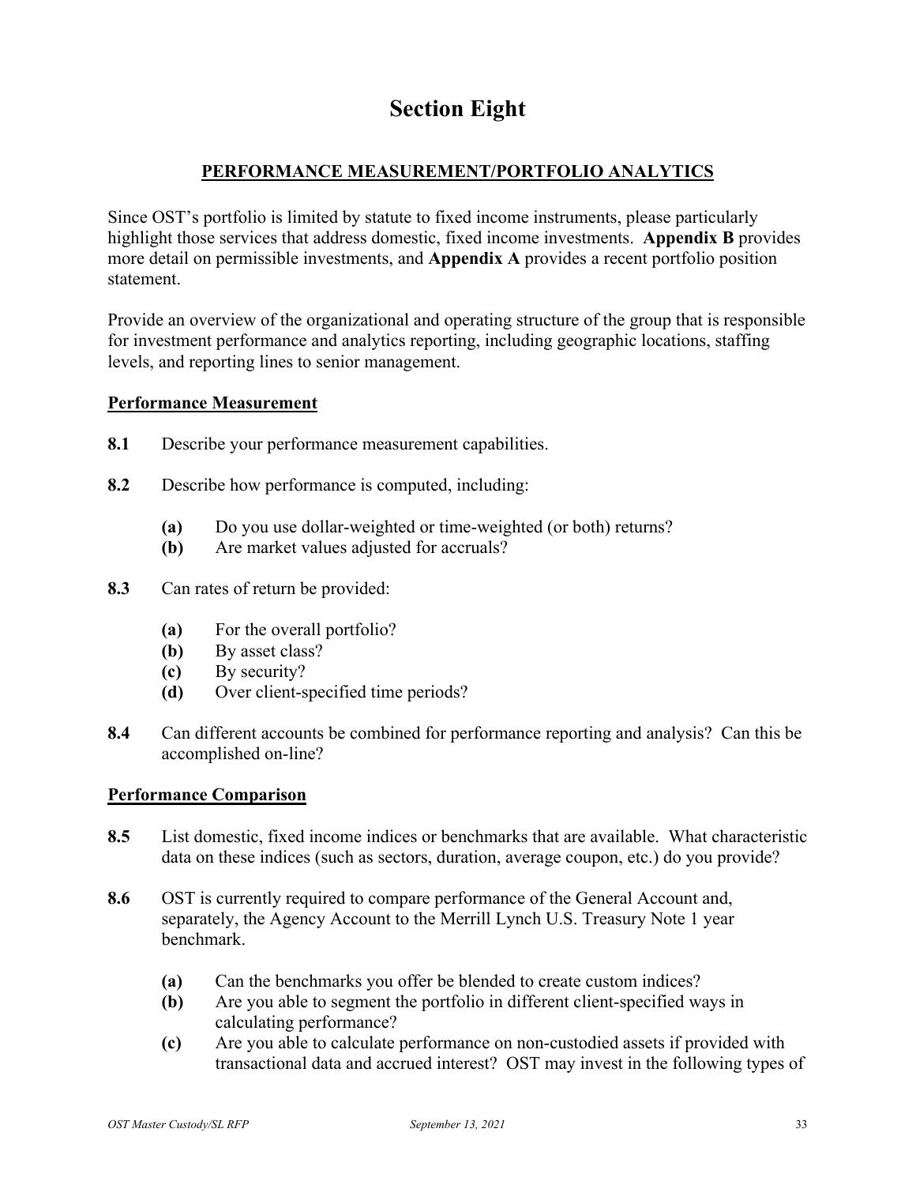# Section Eight

## PERFORMANCE MEASUREMENT/PORTFOLIO ANALYTICS

Since OST's portfolio is limited by statute to fixed income instruments, please particularly highlight those services that address domestic, fixed income investments. **Appendix B** provides more detail on permissible investments, and **Appendix A** provides a recent portfolio position statement.

Provide an overview of the organizational and operating structure of the group that is responsible for investment performance and analytics reporting, including geographic locations, staffing levels, and reporting lines to senior management.

### Performance Measurement

**8.1** Describe your performance measurement capabilities.

**8.2** Describe how performance is computed, including:

- **(a)** Do you use dollar-weighted or time-weighted (or both) returns?
- **(b)** Are market values adjusted for accruals?

**8.3** Can rates of return be provided:

- **(a)** For the overall portfolio?
- **(b)** By asset class?
- **(c)** By security?
- **(d)** Over client-specified time periods?

**8.4** Can different accounts be combined for performance reporting and analysis? Can this be accomplished on-line?

### Performance Comparison

**8.5** List domestic, fixed income indices or benchmarks that are available. What characteristic data on these indices (such as sectors, duration, average coupon, etc.) do you provide?

**8.6** OST is currently required to compare performance of the General Account and, separately, the Agency Account to the Merrill Lynch U.S. Treasury Note 1 year benchmark.

- **(a)** Can the benchmarks you offer be blended to create custom indices?
- **(b)** Are you able to segment the portfolio in different client-specified ways in calculating performance?
- **(c)** Are you able to calculate performance on non-custodied assets if provided with transactional data and accrued interest? OST may invest in the following types of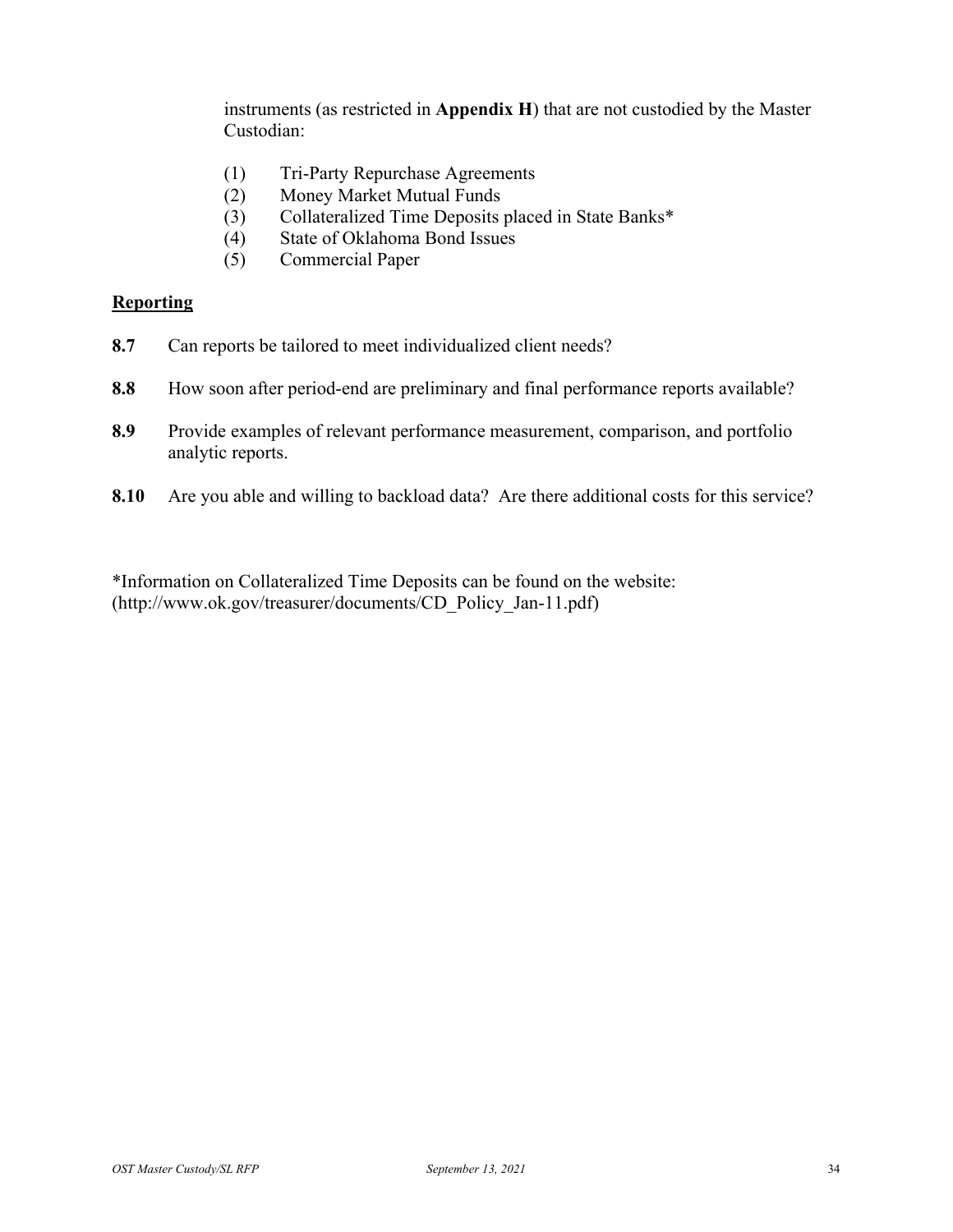instruments (as restricted in **Appendix H**) that are not custodied by the Master Custodian:

(1) Tri-Party Repurchase Agreements
(2) Money Market Mutual Funds
(3) Collateralized Time Deposits placed in State Banks*
(4) State of Oklahoma Bond Issues
(5) Commercial Paper

## Reporting

**8.7** Can reports be tailored to meet individualized client needs?

**8.8** How soon after period-end are preliminary and final performance reports available?

**8.9** Provide examples of relevant performance measurement, comparison, and portfolio analytic reports.

**8.10** Are you able and willing to backload data? Are there additional costs for this service?

*Information on Collateralized Time Deposits can be found on the website: (http://www.ok.gov/treasurer/documents/CD_Policy_Jan-11.pdf)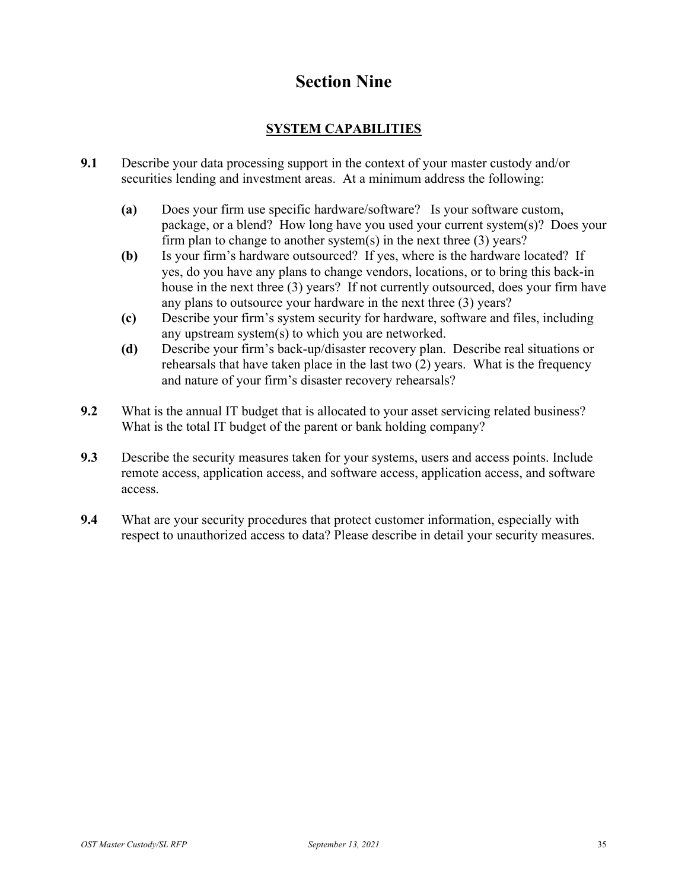# Section Nine

## SYSTEM CAPABILITIES

**9.1** Describe your data processing support in the context of your master custody and/or securities lending and investment areas. At a minimum address the following:

- **(a)** Does your firm use specific hardware/software? Is your software custom, package, or a blend? How long have you used your current system(s)? Does your firm plan to change to another system(s) in the next three (3) years?
- **(b)** Is your firm's hardware outsourced? If yes, where is the hardware located? If yes, do you have any plans to change vendors, locations, or to bring this back-in house in the next three (3) years? If not currently outsourced, does your firm have any plans to outsource your hardware in the next three (3) years?
- **(c)** Describe your firm's system security for hardware, software and files, including any upstream system(s) to which you are networked.
- **(d)** Describe your firm's back-up/disaster recovery plan. Describe real situations or rehearsals that have taken place in the last two (2) years. What is the frequency and nature of your firm's disaster recovery rehearsals?

**9.2** What is the annual IT budget that is allocated to your asset servicing related business? What is the total IT budget of the parent or bank holding company?

**9.3** Describe the security measures taken for your systems, users and access points. Include remote access, application access, and software access, application access, and software access.

**9.4** What are your security procedures that protect customer information, especially with respect to unauthorized access to data? Please describe in detail your security measures.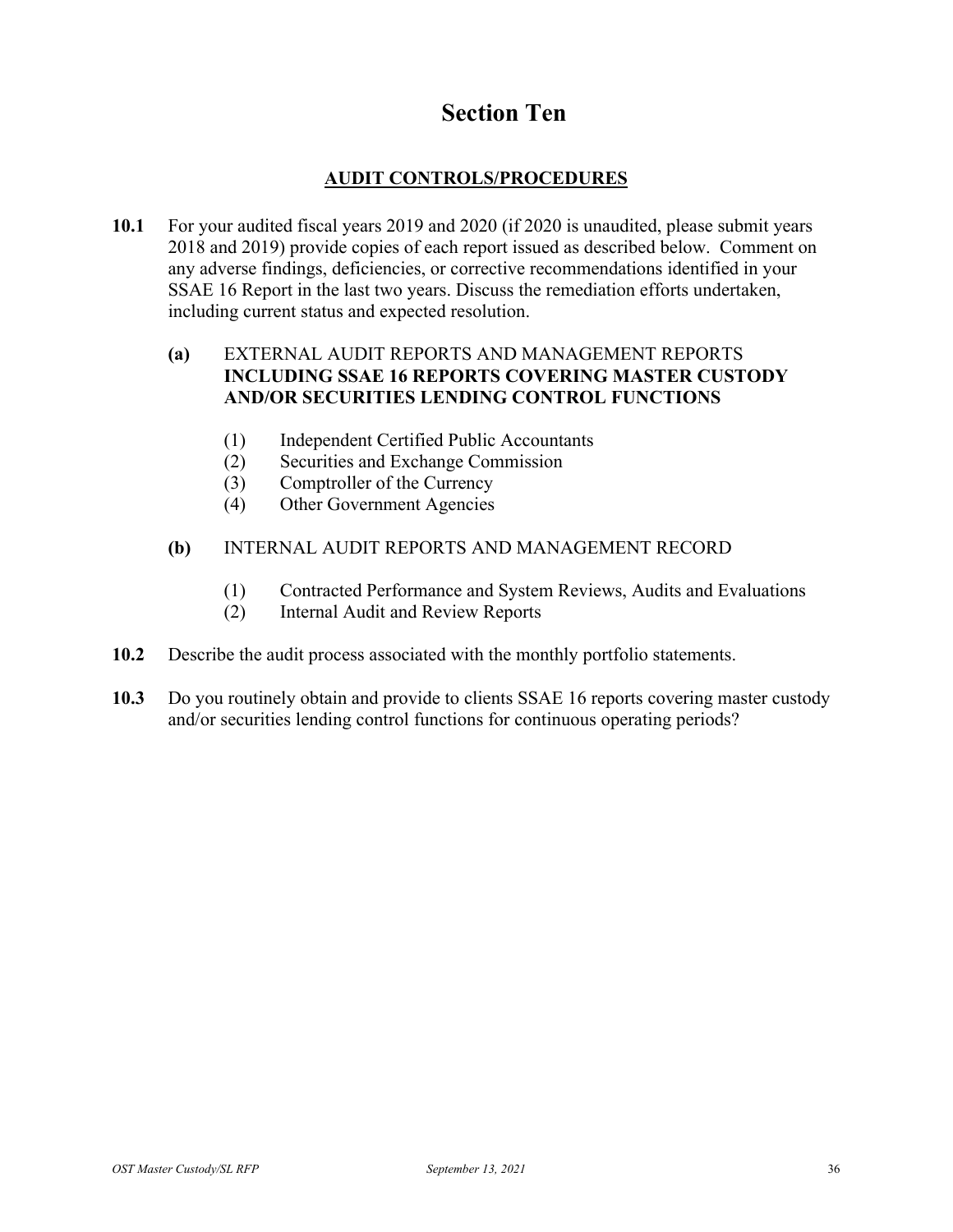# Section Ten

## AUDIT CONTROLS/PROCEDURES

**10.1** For your audited fiscal years 2019 and 2020 (if 2020 is unaudited, please submit years 2018 and 2019) provide copies of each report issued as described below. Comment on any adverse findings, deficiencies, or corrective recommendations identified in your SSAE 16 Report in the last two years. Discuss the remediation efforts undertaken, including current status and expected resolution.

**(a)** EXTERNAL AUDIT REPORTS AND MANAGEMENT REPORTS **INCLUDING SSAE 16 REPORTS COVERING MASTER CUSTODY AND/OR SECURITIES LENDING CONTROL FUNCTIONS**

(1) Independent Certified Public Accountants
(2) Securities and Exchange Commission
(3) Comptroller of the Currency
(4) Other Government Agencies

**(b)** INTERNAL AUDIT REPORTS AND MANAGEMENT RECORD

(1) Contracted Performance and System Reviews, Audits and Evaluations
(2) Internal Audit and Review Reports

**10.2** Describe the audit process associated with the monthly portfolio statements.

**10.3** Do you routinely obtain and provide to clients SSAE 16 reports covering master custody and/or securities lending control functions for continuous operating periods?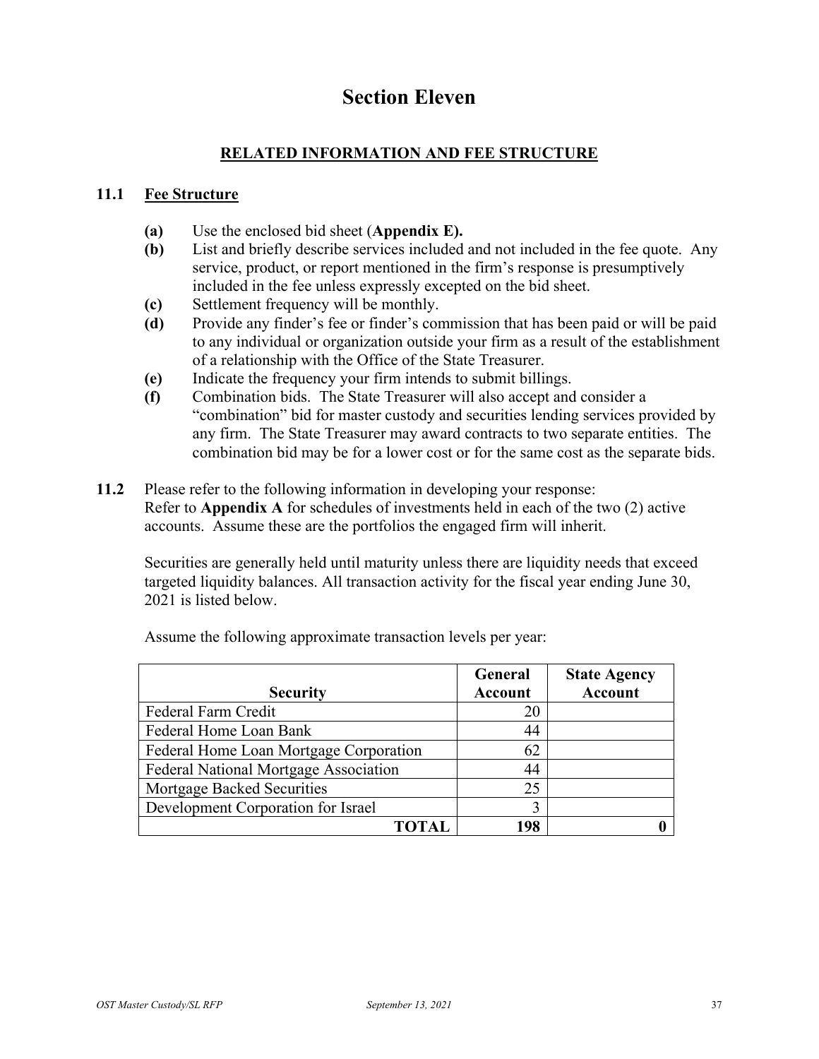# Section Eleven

## RELATED INFORMATION AND FEE STRUCTURE

### 11.1 Fee Structure

- **(a)** Use the enclosed bid sheet (**Appendix E).**
- **(b)** List and briefly describe services included and not included in the fee quote. Any service, product, or report mentioned in the firm's response is presumptively included in the fee unless expressly excepted on the bid sheet.
- **(c)** Settlement frequency will be monthly.
- **(d)** Provide any finder's fee or finder's commission that has been paid or will be paid to any individual or organization outside your firm as a result of the establishment of a relationship with the Office of the State Treasurer.
- **(e)** Indicate the frequency your firm intends to submit billings.
- **(f)** Combination bids. The State Treasurer will also accept and consider a "combination" bid for master custody and securities lending services provided by any firm. The State Treasurer may award contracts to two separate entities. The combination bid may be for a lower cost or for the same cost as the separate bids.

**11.2** Please refer to the following information in developing your response: Refer to **Appendix A** for schedules of investments held in each of the two (2) active accounts. Assume these are the portfolios the engaged firm will inherit.

Securities are generally held until maturity unless there are liquidity needs that exceed targeted liquidity balances. All transaction activity for the fiscal year ending June 30, 2021 is listed below.

Assume the following approximate transaction levels per year:

| Security | General Account | State Agency Account |
|---|---|---|
| Federal Farm Credit | 20 | |
| Federal Home Loan Bank | 44 | |
| Federal Home Loan Mortgage Corporation | 62 | |
| Federal National Mortgage Association | 44 | |
| Mortgage Backed Securities | 25 | |
| Development Corporation for Israel | 3 | |
| **TOTAL** | **198** | **0** |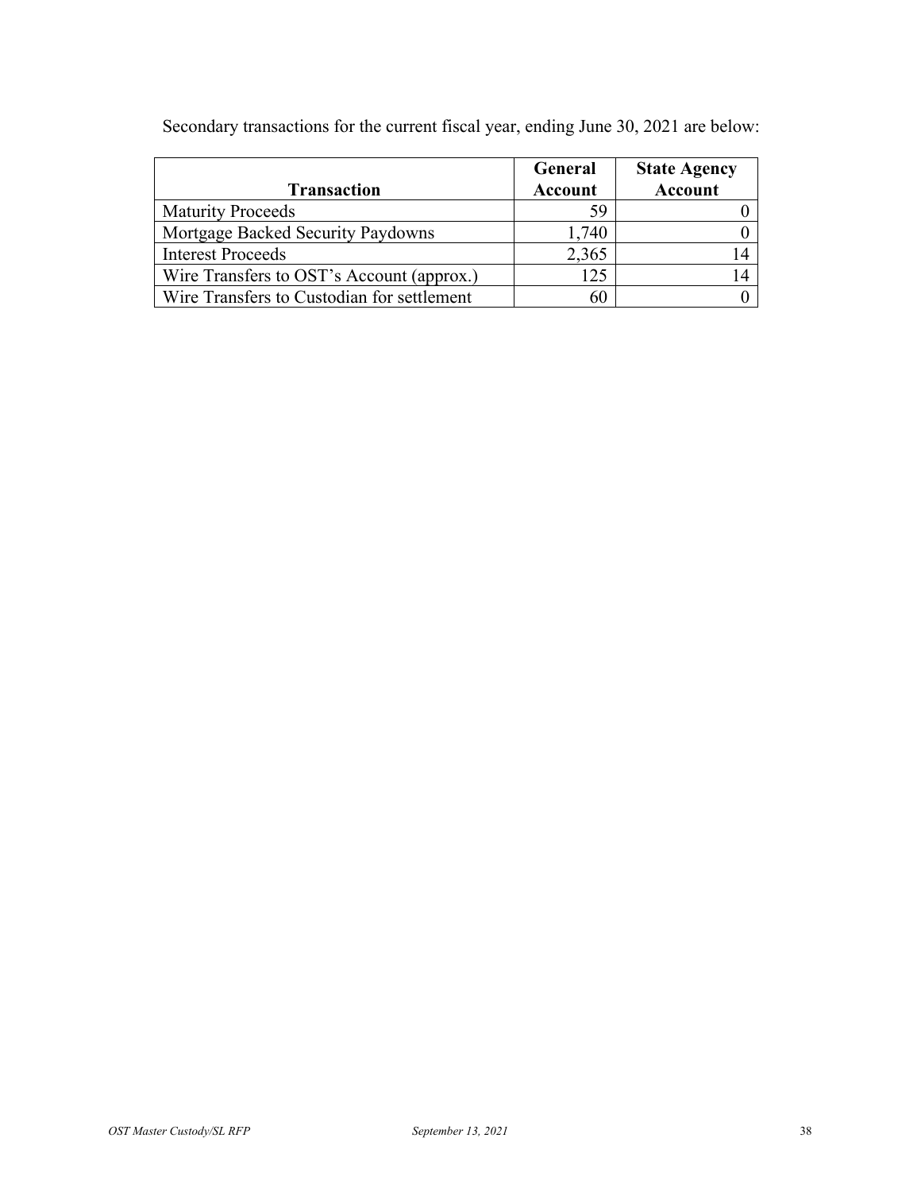Secondary transactions for the current fiscal year, ending June 30, 2021 are below:

| Transaction | General Account | State Agency Account |
|---|---|---|
| Maturity Proceeds | 59 | 0 |
| Mortgage Backed Security Paydowns | 1,740 | 0 |
| Interest Proceeds | 2,365 | 14 |
| Wire Transfers to OST's Account (approx.) | 125 | 14 |
| Wire Transfers to Custodian for settlement | 60 | 0 |